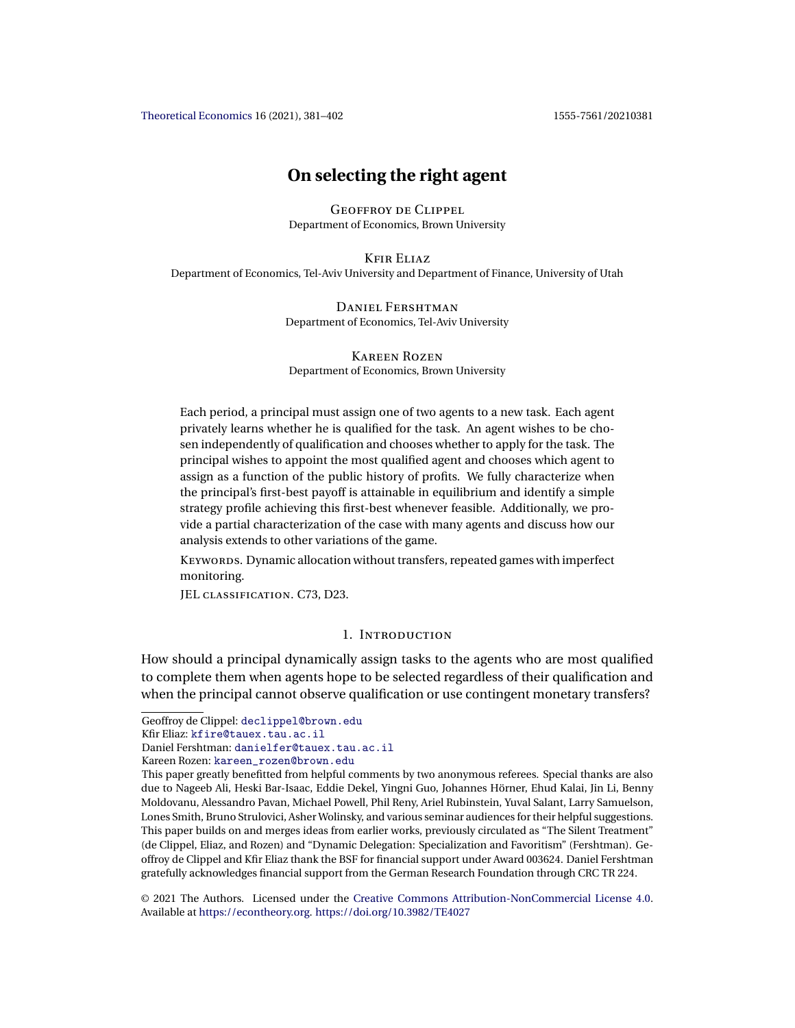# On selecting the right agent

Geoffroy de Clippel
Department of Economics, Brown University

Kfir Eliaz
Department of Economics, Tel-Aviv University and Department of Finance, University of Utah

Daniel Fershtman
Department of Economics, Tel-Aviv University

Kareen Rozen
Department of Economics, Brown University

Each period, a principal must assign one of two agents to a new task. Each agent privately learns whether he is qualified for the task. An agent wishes to be chosen independently of qualification and chooses whether to apply for the task. The principal wishes to appoint the most qualified agent and chooses which agent to assign as a function of the public history of profits. We fully characterize when the principal's first-best payoff is attainable in equilibrium and identify a simple strategy profile achieving this first-best whenever feasible. Additionally, we provide a partial characterization of the case with many agents and discuss how our analysis extends to other variations of the game.

Keywords. Dynamic allocation without transfers, repeated games with imperfect monitoring.

JEL classification. C73, D23.

## 1. Introduction

How should a principal dynamically assign tasks to the agents who are most qualified to complete them when agents hope to be selected regardless of their qualification and when the principal cannot observe qualification or use contingent monetary transfers?

---

Geoffroy de Clippel: declippel@brown.edu
Kfir Eliaz: kfire@tauex.tau.ac.il
Daniel Fershtman: danielfer@tauex.tau.ac.il
Kareen Rozen: kareen_rozen@brown.edu

This paper greatly benefitted from helpful comments by two anonymous referees. Special thanks are also due to Nageeb Ali, Heski Bar-Isaac, Eddie Dekel, Yingni Guo, Johannes Hörner, Ehud Kalai, Jin Li, Benny Moldovanu, Alessandro Pavan, Michael Powell, Phil Reny, Ariel Rubinstein, Yuval Salant, Larry Samuelson, Lones Smith, Bruno Strulovici, Asher Wolinsky, and various seminar audiences for their helpful suggestions. This paper builds on and merges ideas from earlier works, previously circulated as "The Silent Treatment" (de Clippel, Eliaz, and Rozen) and "Dynamic Delegation: Specialization and Favoritism" (Fershtman). Geoffroy de Clippel and Kfir Eliaz thank the BSF for financial support under Award 003624. Daniel Fershtman gratefully acknowledges financial support from the German Research Foundation through CRC TR 224.

© 2021 The Authors. Licensed under the Creative Commons Attribution-NonCommercial License 4.0. Available at https://econtheory.org. https://doi.org/10.3982/TE4027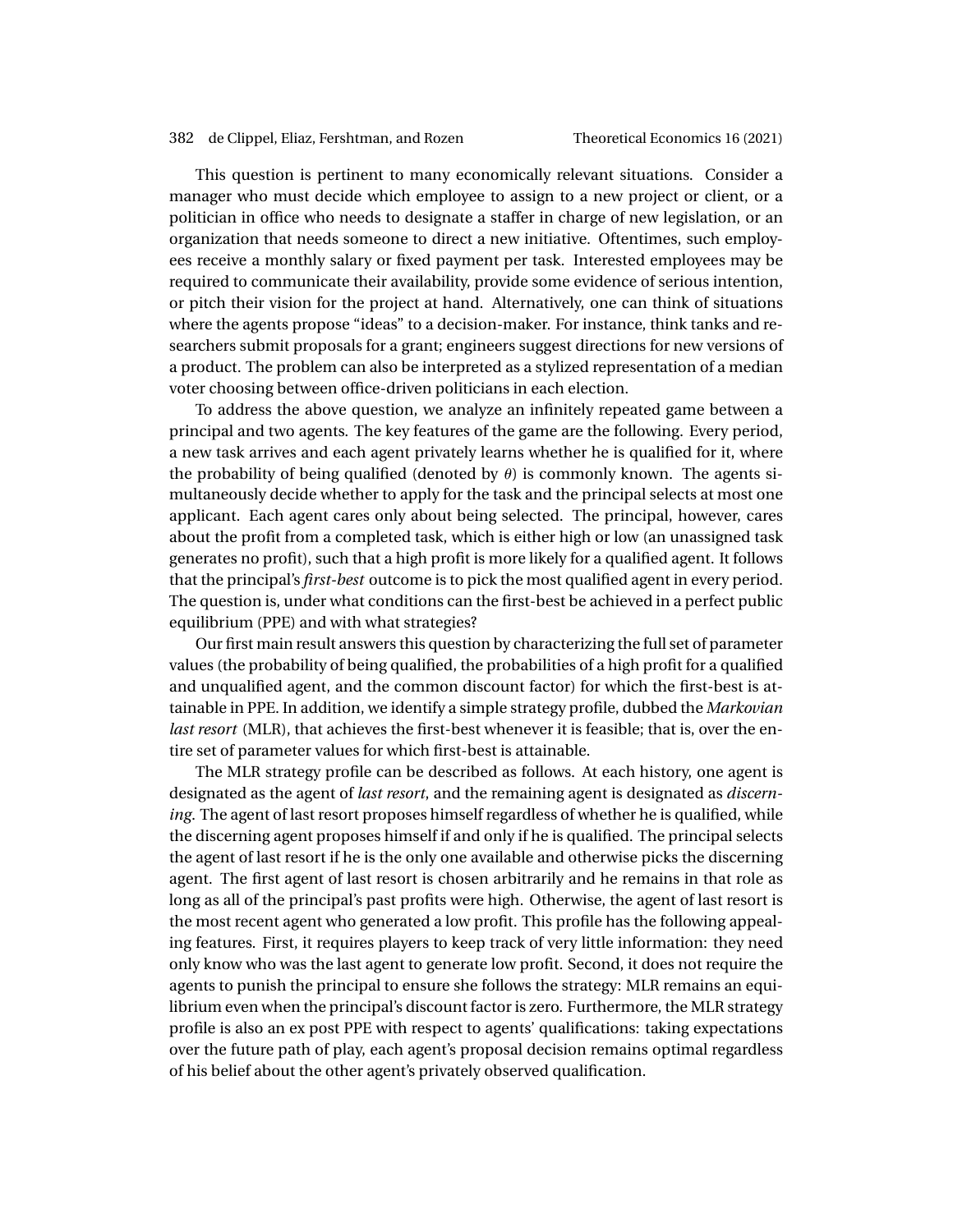This question is pertinent to many economically relevant situations. Consider a manager who must decide which employee to assign to a new project or client, or a politician in office who needs to designate a staffer in charge of new legislation, or an organization that needs someone to direct a new initiative. Oftentimes, such employees receive a monthly salary or fixed payment per task. Interested employees may be required to communicate their availability, provide some evidence of serious intention, or pitch their vision for the project at hand. Alternatively, one can think of situations where the agents propose "ideas" to a decision-maker. For instance, think tanks and researchers submit proposals for a grant; engineers suggest directions for new versions of a product. The problem can also be interpreted as a stylized representation of a median voter choosing between office-driven politicians in each election.

To address the above question, we analyze an infinitely repeated game between a principal and two agents. The key features of the game are the following. Every period, a new task arrives and each agent privately learns whether he is qualified for it, where the probability of being qualified (denoted by $\theta$) is commonly known. The agents simultaneously decide whether to apply for the task and the principal selects at most one applicant. Each agent cares only about being selected. The principal, however, cares about the profit from a completed task, which is either high or low (an unassigned task generates no profit), such that a high profit is more likely for a qualified agent. It follows that the principal's *first-best* outcome is to pick the most qualified agent in every period. The question is, under what conditions can the first-best be achieved in a perfect public equilibrium (PPE) and with what strategies?

Our first main result answers this question by characterizing the full set of parameter values (the probability of being qualified, the probabilities of a high profit for a qualified and unqualified agent, and the common discount factor) for which the first-best is attainable in PPE. In addition, we identify a simple strategy profile, dubbed the *Markovian last resort* (MLR), that achieves the first-best whenever it is feasible; that is, over the entire set of parameter values for which first-best is attainable.

The MLR strategy profile can be described as follows. At each history, one agent is designated as the agent of *last resort*, and the remaining agent is designated as *discerning*. The agent of last resort proposes himself regardless of whether he is qualified, while the discerning agent proposes himself if and only if he is qualified. The principal selects the agent of last resort if he is the only one available and otherwise picks the discerning agent. The first agent of last resort is chosen arbitrarily and he remains in that role as long as all of the principal's past profits were high. Otherwise, the agent of last resort is the most recent agent who generated a low profit. This profile has the following appealing features. First, it requires players to keep track of very little information: they need only know who was the last agent to generate low profit. Second, it does not require the agents to punish the principal to ensure she follows the strategy: MLR remains an equilibrium even when the principal's discount factor is zero. Furthermore, the MLR strategy profile is also an ex post PPE with respect to agents' qualifications: taking expectations over the future path of play, each agent's proposal decision remains optimal regardless of his belief about the other agent's privately observed qualification.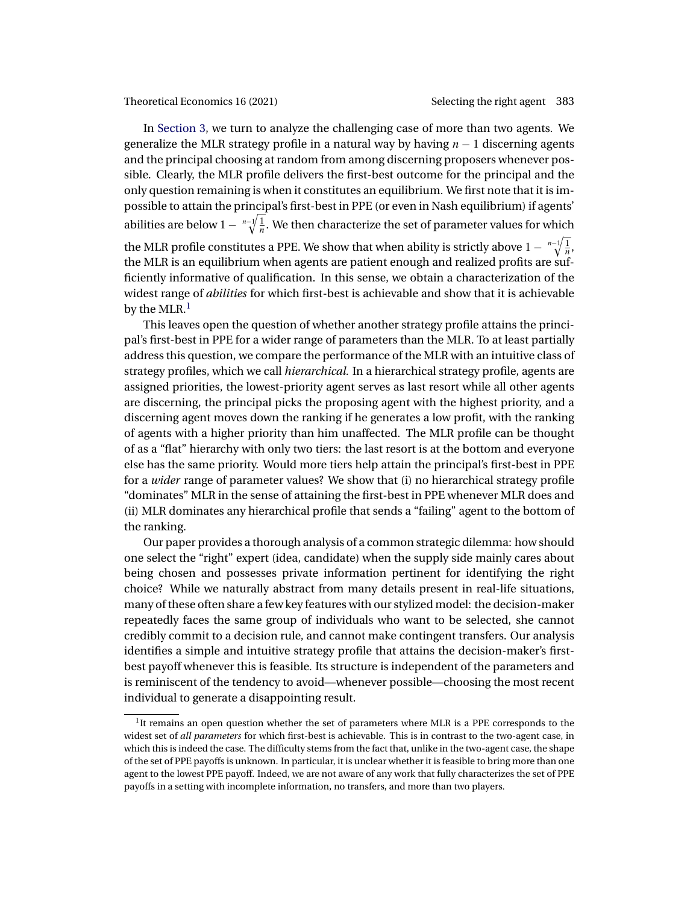In Section 3, we turn to analyze the challenging case of more than two agents. We generalize the MLR strategy profile in a natural way by having $n-1$ discerning agents and the principal choosing at random from among discerning proposers whenever possible. Clearly, the MLR profile delivers the first-best outcome for the principal and the only question remaining is when it constitutes an equilibrium. We first note that it is impossible to attain the principal's first-best in PPE (or even in Nash equilibrium) if agents' abilities are below $1 - \sqrt[n-1]{\frac{1}{n}}$. We then characterize the set of parameter values for which the MLR profile constitutes a PPE. We show that when ability is strictly above $1 - \sqrt[n-1]{\frac{1}{n}}$, the MLR is an equilibrium when agents are patient enough and realized profits are sufficiently informative of qualification. In this sense, we obtain a characterization of the widest range of *abilities* for which first-best is achievable and show that it is achievable by the MLR.[1]

This leaves open the question of whether another strategy profile attains the principal's first-best in PPE for a wider range of parameters than the MLR. To at least partially address this question, we compare the performance of the MLR with an intuitive class of strategy profiles, which we call *hierarchical*. In a hierarchical strategy profile, agents are assigned priorities, the lowest-priority agent serves as last resort while all other agents are discerning, the principal picks the proposing agent with the highest priority, and a discerning agent moves down the ranking if he generates a low profit, with the ranking of agents with a higher priority than him unaffected. The MLR profile can be thought of as a "flat" hierarchy with only two tiers: the last resort is at the bottom and everyone else has the same priority. Would more tiers help attain the principal's first-best in PPE for a *wider* range of parameter values? We show that (i) no hierarchical strategy profile "dominates" MLR in the sense of attaining the first-best in PPE whenever MLR does and (ii) MLR dominates any hierarchical profile that sends a "failing" agent to the bottom of the ranking.

Our paper provides a thorough analysis of a common strategic dilemma: how should one select the "right" expert (idea, candidate) when the supply side mainly cares about being chosen and possesses private information pertinent for identifying the right choice? While we naturally abstract from many details present in real-life situations, many of these often share a few key features with our stylized model: the decision-maker repeatedly faces the same group of individuals who want to be selected, she cannot credibly commit to a decision rule, and cannot make contingent transfers. Our analysis identifies a simple and intuitive strategy profile that attains the decision-maker's first-best payoff whenever this is feasible. Its structure is independent of the parameters and is reminiscent of the tendency to avoid—whenever possible—choosing the most recent individual to generate a disappointing result.

[1] It remains an open question whether the set of parameters where MLR is a PPE corresponds to the widest set of *all parameters* for which first-best is achievable. This is in contrast to the two-agent case, in which this is indeed the case. The difficulty stems from the fact that, unlike in the two-agent case, the shape of the set of PPE payoffs is unknown. In particular, it is unclear whether it is feasible to bring more than one agent to the lowest PPE payoff. Indeed, we are not aware of any work that fully characterizes the set of PPE payoffs in a setting with incomplete information, no transfers, and more than two players.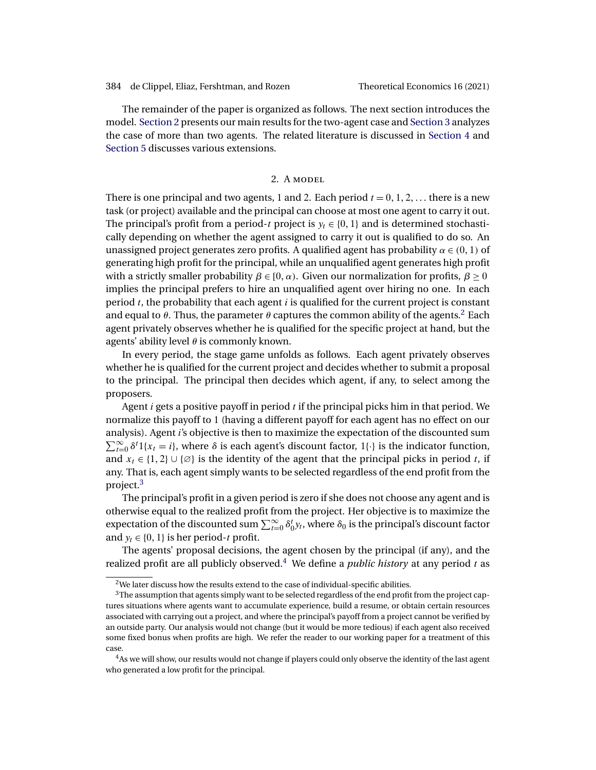The remainder of the paper is organized as follows. The next section introduces the model. Section 2 presents our main results for the two-agent case and Section 3 analyzes the case of more than two agents. The related literature is discussed in Section 4 and Section 5 discusses various extensions.

## 2. A model

There is one principal and two agents, 1 and 2. Each period $t = 0, 1, 2, \ldots$ there is a new task (or project) available and the principal can choose at most one agent to carry it out. The principal's profit from a period-$t$ project is $y_t \in \{0, 1\}$ and is determined stochastically depending on whether the agent assigned to carry it out is qualified to do so. An unassigned project generates zero profits. A qualified agent has probability $\alpha \in (0, 1)$ of generating high profit for the principal, while an unqualified agent generates high profit with a strictly smaller probability $\beta \in [0, \alpha)$. Given our normalization for profits, $\beta \geq 0$ implies the principal prefers to hire an unqualified agent over hiring no one. In each period $t$, the probability that each agent $i$ is qualified for the current project is constant and equal to $\theta$. Thus, the parameter $\theta$ captures the common ability of the agents.[2] Each agent privately observes whether he is qualified for the specific project at hand, but the agents' ability level $\theta$ is commonly known.

In every period, the stage game unfolds as follows. Each agent privately observes whether he is qualified for the current project and decides whether to submit a proposal to the principal. The principal then decides which agent, if any, to select among the proposers.

Agent $i$ gets a positive payoff in period $t$ if the principal picks him in that period. We normalize this payoff to 1 (having a different payoff for each agent has no effect on our analysis). Agent $i$'s objective is then to maximize the expectation of the discounted sum $\sum_{t=0}^{\infty} \delta^t 1\{x_t = i\}$, where $\delta$ is each agent's discount factor, $1\{\cdot\}$ is the indicator function, and $x_t \in \{1, 2\} \cup \{\varnothing\}$ is the identity of the agent that the principal picks in period $t$, if any. That is, each agent simply wants to be selected regardless of the end profit from the project.[3]

The principal's profit in a given period is zero if she does not choose any agent and is otherwise equal to the realized profit from the project. Her objective is to maximize the expectation of the discounted sum $\sum_{t=0}^{\infty} \delta_0^t y_t$, where $\delta_0$ is the principal's discount factor and $y_t \in \{0, 1\}$ is her period-$t$ profit.

The agents' proposal decisions, the agent chosen by the principal (if any), and the realized profit are all publicly observed.[4] We define a *public history* at any period $t$ as

---

[2] We later discuss how the results extend to the case of individual-specific abilities.

[3] The assumption that agents simply want to be selected regardless of the end profit from the project captures situations where agents want to accumulate experience, build a resume, or obtain certain resources associated with carrying out a project, and where the principal's payoff from a project cannot be verified by an outside party. Our analysis would not change (but it would be more tedious) if each agent also received some fixed bonus when profits are high. We refer the reader to our working paper for a treatment of this case.

[4] As we will show, our results would not change if players could only observe the identity of the last agent who generated a low profit for the principal.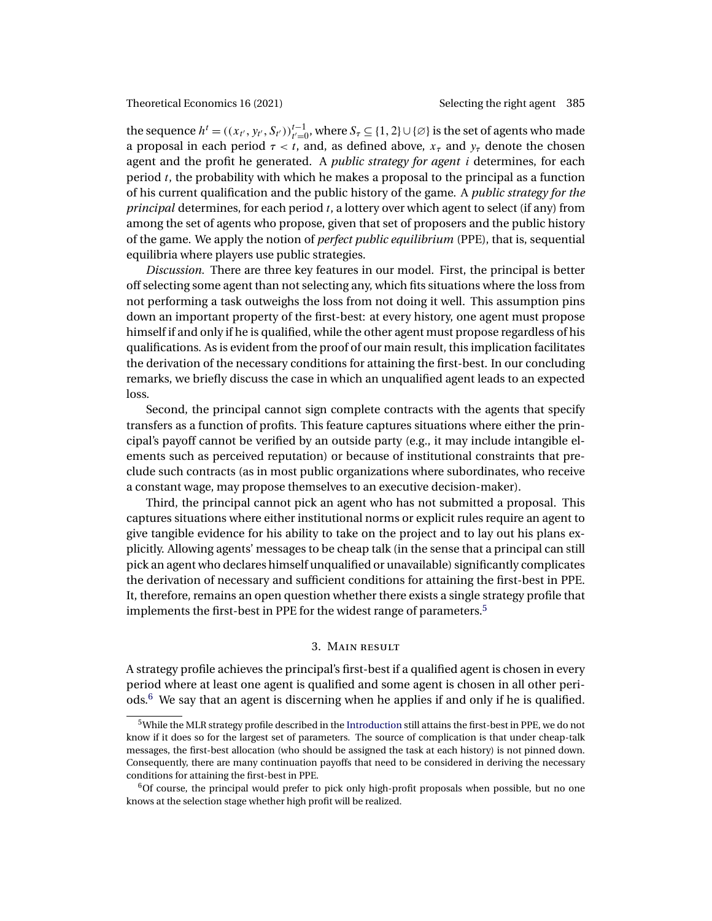the sequence $h^t = ((x_{t'}, y_{t'}, S_{t'}))_{t'=0}^{t-1}$, where $S_\tau \subseteq \{1, 2\} \cup \{\varnothing\}$ is the set of agents who made a proposal in each period $\tau < t$, and, as defined above, $x_\tau$ and $y_\tau$ denote the chosen agent and the profit he generated. A *public strategy for agent i* determines, for each period $t$, the probability with which he makes a proposal to the principal as a function of his current qualification and the public history of the game. A *public strategy for the principal* determines, for each period $t$, a lottery over which agent to select (if any) from among the set of agents who propose, given that set of proposers and the public history of the game. We apply the notion of *perfect public equilibrium* (PPE), that is, sequential equilibria where players use public strategies.

*Discussion.* There are three key features in our model. First, the principal is better off selecting some agent than not selecting any, which fits situations where the loss from not performing a task outweighs the loss from not doing it well. This assumption pins down an important property of the first-best: at every history, one agent must propose himself if and only if he is qualified, while the other agent must propose regardless of his qualifications. As is evident from the proof of our main result, this implication facilitates the derivation of the necessary conditions for attaining the first-best. In our concluding remarks, we briefly discuss the case in which an unqualified agent leads to an expected loss.

Second, the principal cannot sign complete contracts with the agents that specify transfers as a function of profits. This feature captures situations where either the principal's payoff cannot be verified by an outside party (e.g., it may include intangible elements such as perceived reputation) or because of institutional constraints that preclude such contracts (as in most public organizations where subordinates, who receive a constant wage, may propose themselves to an executive decision-maker).

Third, the principal cannot pick an agent who has not submitted a proposal. This captures situations where either institutional norms or explicit rules require an agent to give tangible evidence for his ability to take on the project and to lay out his plans explicitly. Allowing agents' messages to be cheap talk (in the sense that a principal can still pick an agent who declares himself unqualified or unavailable) significantly complicates the derivation of necessary and sufficient conditions for attaining the first-best in PPE. It, therefore, remains an open question whether there exists a single strategy profile that implements the first-best in PPE for the widest range of parameters.[5]

## 3. Main result

A strategy profile achieves the principal's first-best if a qualified agent is chosen in every period where at least one agent is qualified and some agent is chosen in all other periods.[6] We say that an agent is discerning when he applies if and only if he is qualified.

[5] While the MLR strategy profile described in the Introduction still attains the first-best in PPE, we do not know if it does so for the largest set of parameters. The source of complication is that under cheap-talk messages, the first-best allocation (who should be assigned the task at each history) is not pinned down. Consequently, there are many continuation payoffs that need to be considered in deriving the necessary conditions for attaining the first-best in PPE.

[6] Of course, the principal would prefer to pick only high-profit proposals when possible, but no one knows at the selection stage whether high profit will be realized.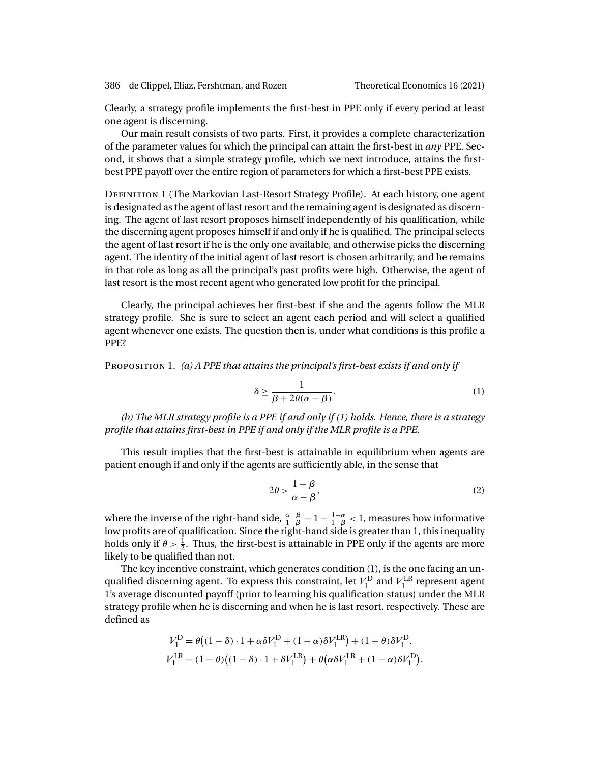Clearly, a strategy profile implements the first-best in PPE only if every period at least one agent is discerning.

Our main result consists of two parts. First, it provides a complete characterization of the parameter values for which the principal can attain the first-best in *any* PPE. Second, it shows that a simple strategy profile, which we next introduce, attains the first-best PPE payoff over the entire region of parameters for which a first-best PPE exists.

Definition 1 (The Markovian Last-Resort Strategy Profile). At each history, one agent is designated as the agent of last resort and the remaining agent is designated as discerning. The agent of last resort proposes himself independently of his qualification, while the discerning agent proposes himself if and only if he is qualified. The principal selects the agent of last resort if he is the only one available, and otherwise picks the discerning agent. The identity of the initial agent of last resort is chosen arbitrarily, and he remains in that role as long as all the principal's past profits were high. Otherwise, the agent of last resort is the most recent agent who generated low profit for the principal.

Clearly, the principal achieves her first-best if she and the agents follow the MLR strategy profile. She is sure to select an agent each period and will select a qualified agent whenever one exists. The question then is, under what conditions is this profile a PPE?

Proposition 1. *(a) A PPE that attains the principal's first-best exists if and only if*

$$\delta \geq \frac{1}{\beta + 2\theta(\alpha - \beta)}. \tag{1}$$

*(b) The MLR strategy profile is a PPE if and only if (1) holds. Hence, there is a strategy profile that attains first-best in PPE if and only if the MLR profile is a PPE.*

This result implies that the first-best is attainable in equilibrium when agents are patient enough if and only if the agents are sufficiently able, in the sense that

$$2\theta > \frac{1-\beta}{\alpha - \beta}, \tag{2}$$

where the inverse of the right-hand side, $\frac{\alpha-\beta}{1-\beta} = 1 - \frac{1-\alpha}{1-\beta} < 1$, measures how informative low profits are of qualification. Since the right-hand side is greater than 1, this inequality holds only if $\theta > \frac{1}{2}$. Thus, the first-best is attainable in PPE only if the agents are more likely to be qualified than not.

The key incentive constraint, which generates condition (1), is the one facing an unqualified discerning agent. To express this constraint, let $V_1^{\mathrm{D}}$ and $V_1^{\mathrm{LR}}$ represent agent 1's average discounted payoff (prior to learning his qualification status) under the MLR strategy profile when he is discerning and when he is last resort, respectively. These are defined as

$$V_1^{\mathrm{D}} = \theta\big((1-\delta)\cdot 1 + \alpha\delta V_1^{\mathrm{D}} + (1-\alpha)\delta V_1^{\mathrm{LR}}\big) + (1-\theta)\delta V_1^{\mathrm{D}},$$
$$V_1^{\mathrm{LR}} = (1-\theta)\big((1-\delta)\cdot 1 + \delta V_1^{\mathrm{LR}}\big) + \theta\big(\alpha\delta V_1^{\mathrm{LR}} + (1-\alpha)\delta V_1^{\mathrm{D}}\big).$$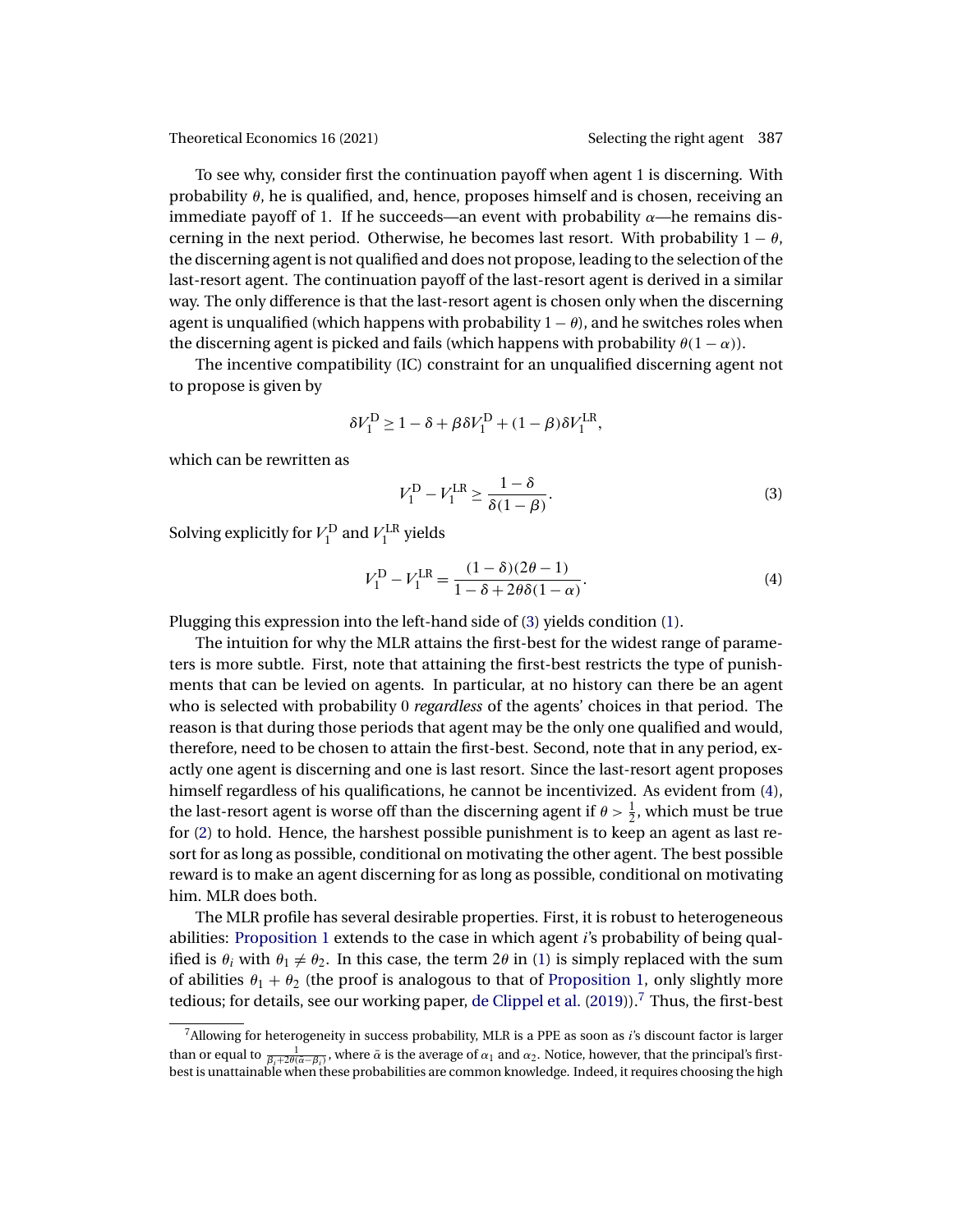To see why, consider first the continuation payoff when agent 1 is discerning. With probability $\theta$, he is qualified, and, hence, proposes himself and is chosen, receiving an immediate payoff of 1. If he succeeds—an event with probability $\alpha$—he remains discerning in the next period. Otherwise, he becomes last resort. With probability $1-\theta$, the discerning agent is not qualified and does not propose, leading to the selection of the last-resort agent. The continuation payoff of the last-resort agent is derived in a similar way. The only difference is that the last-resort agent is chosen only when the discerning agent is unqualified (which happens with probability $1-\theta$), and he switches roles when the discerning agent is picked and fails (which happens with probability $\theta(1-\alpha)$).

The incentive compatibility (IC) constraint for an unqualified discerning agent not to propose is given by

$$\delta V_1^{\mathrm{D}} \geq 1-\delta+\beta\delta V_1^{\mathrm{D}}+(1-\beta)\delta V_1^{\mathrm{LR}},$$

which can be rewritten as

$$V_1^{\mathrm{D}}-V_1^{\mathrm{LR}} \geq \frac{1-\delta}{\delta(1-\beta)}. \tag{3}$$

Solving explicitly for $V_1^{\mathrm{D}}$ and $V_1^{\mathrm{LR}}$ yields

$$V_1^{\mathrm{D}}-V_1^{\mathrm{LR}} = \frac{(1-\delta)(2\theta-1)}{1-\delta+2\theta\delta(1-\alpha)}. \tag{4}$$

Plugging this expression into the left-hand side of (3) yields condition (1).

The intuition for why the MLR attains the first-best for the widest range of parameters is more subtle. First, note that attaining the first-best restricts the type of punishments that can be levied on agents. In particular, at no history can there be an agent who is selected with probability 0 *regardless* of the agents' choices in that period. The reason is that during those periods that agent may be the only one qualified and would, therefore, need to be chosen to attain the first-best. Second, note that in any period, exactly one agent is discerning and one is last resort. Since the last-resort agent proposes himself regardless of his qualifications, he cannot be incentivized. As evident from (4), the last-resort agent is worse off than the discerning agent if $\theta > \frac{1}{2}$, which must be true for (2) to hold. Hence, the harshest possible punishment is to keep an agent as last resort for as long as possible, conditional on motivating the other agent. The best possible reward is to make an agent discerning for as long as possible, conditional on motivating him. MLR does both.

The MLR profile has several desirable properties. First, it is robust to heterogeneous abilities: Proposition 1 extends to the case in which agent $i$'s probability of being qualified is $\theta_i$ with $\theta_1 \neq \theta_2$. In this case, the term $2\theta$ in (1) is simply replaced with the sum of abilities $\theta_1+\theta_2$ (the proof is analogous to that of Proposition 1, only slightly more tedious; for details, see our working paper, de Clippel et al. (2019)).[7] Thus, the first-best

[7] Allowing for heterogeneity in success probability, MLR is a PPE as soon as $i$'s discount factor is larger than or equal to $\frac{1}{\beta_i+2\theta(\bar{\alpha}-\beta_i)}$, where $\bar{\alpha}$ is the average of $\alpha_1$ and $\alpha_2$. Notice, however, that the principal's first-best is unattainable when these probabilities are common knowledge. Indeed, it requires choosing the high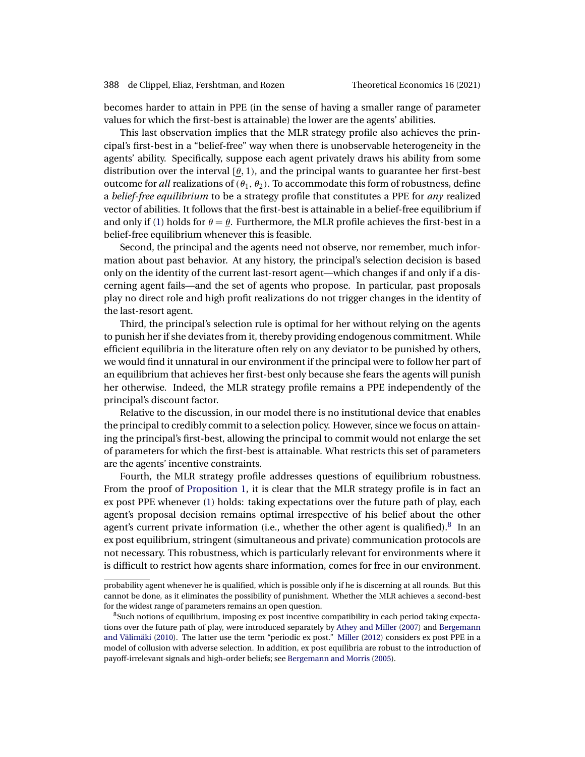becomes harder to attain in PPE (in the sense of having a smaller range of parameter values for which the first-best is attainable) the lower are the agents' abilities.

This last observation implies that the MLR strategy profile also achieves the principal's first-best in a "belief-free" way when there is unobservable heterogeneity in the agents' ability. Specifically, suppose each agent privately draws his ability from some distribution over the interval $[\underline{\theta}, 1)$, and the principal wants to guarantee her first-best outcome for *all* realizations of $(\theta_1, \theta_2)$. To accommodate this form of robustness, define a *belief-free equilibrium* to be a strategy profile that constitutes a PPE for *any* realized vector of abilities. It follows that the first-best is attainable in a belief-free equilibrium if and only if (1) holds for $\theta = \underline{\theta}$. Furthermore, the MLR profile achieves the first-best in a belief-free equilibrium whenever this is feasible.

Second, the principal and the agents need not observe, nor remember, much information about past behavior. At any history, the principal's selection decision is based only on the identity of the current last-resort agent—which changes if and only if a discerning agent fails—and the set of agents who propose. In particular, past proposals play no direct role and high profit realizations do not trigger changes in the identity of the last-resort agent.

Third, the principal's selection rule is optimal for her without relying on the agents to punish her if she deviates from it, thereby providing endogenous commitment. While efficient equilibria in the literature often rely on any deviator to be punished by others, we would find it unnatural in our environment if the principal were to follow her part of an equilibrium that achieves her first-best only because she fears the agents will punish her otherwise. Indeed, the MLR strategy profile remains a PPE independently of the principal's discount factor.

Relative to the discussion, in our model there is no institutional device that enables the principal to credibly commit to a selection policy. However, since we focus on attaining the principal's first-best, allowing the principal to commit would not enlarge the set of parameters for which the first-best is attainable. What restricts this set of parameters are the agents' incentive constraints.

Fourth, the MLR strategy profile addresses questions of equilibrium robustness. From the proof of Proposition 1, it is clear that the MLR strategy profile is in fact an ex post PPE whenever (1) holds: taking expectations over the future path of play, each agent's proposal decision remains optimal irrespective of his belief about the other agent's current private information (i.e., whether the other agent is qualified).[8] In an ex post equilibrium, stringent (simultaneous and private) communication protocols are not necessary. This robustness, which is particularly relevant for environments where it is difficult to restrict how agents share information, comes for free in our environment.

---

probability agent whenever he is qualified, which is possible only if he is discerning at all rounds. But this cannot be done, as it eliminates the possibility of punishment. Whether the MLR achieves a second-best for the widest range of parameters remains an open question.

[8] Such notions of equilibrium, imposing ex post incentive compatibility in each period taking expectations over the future path of play, were introduced separately by Athey and Miller (2007) and Bergemann and Välimäki (2010). The latter use the term "periodic ex post." Miller (2012) considers ex post PPE in a model of collusion with adverse selection. In addition, ex post equilibria are robust to the introduction of payoff-irrelevant signals and high-order beliefs; see Bergemann and Morris (2005).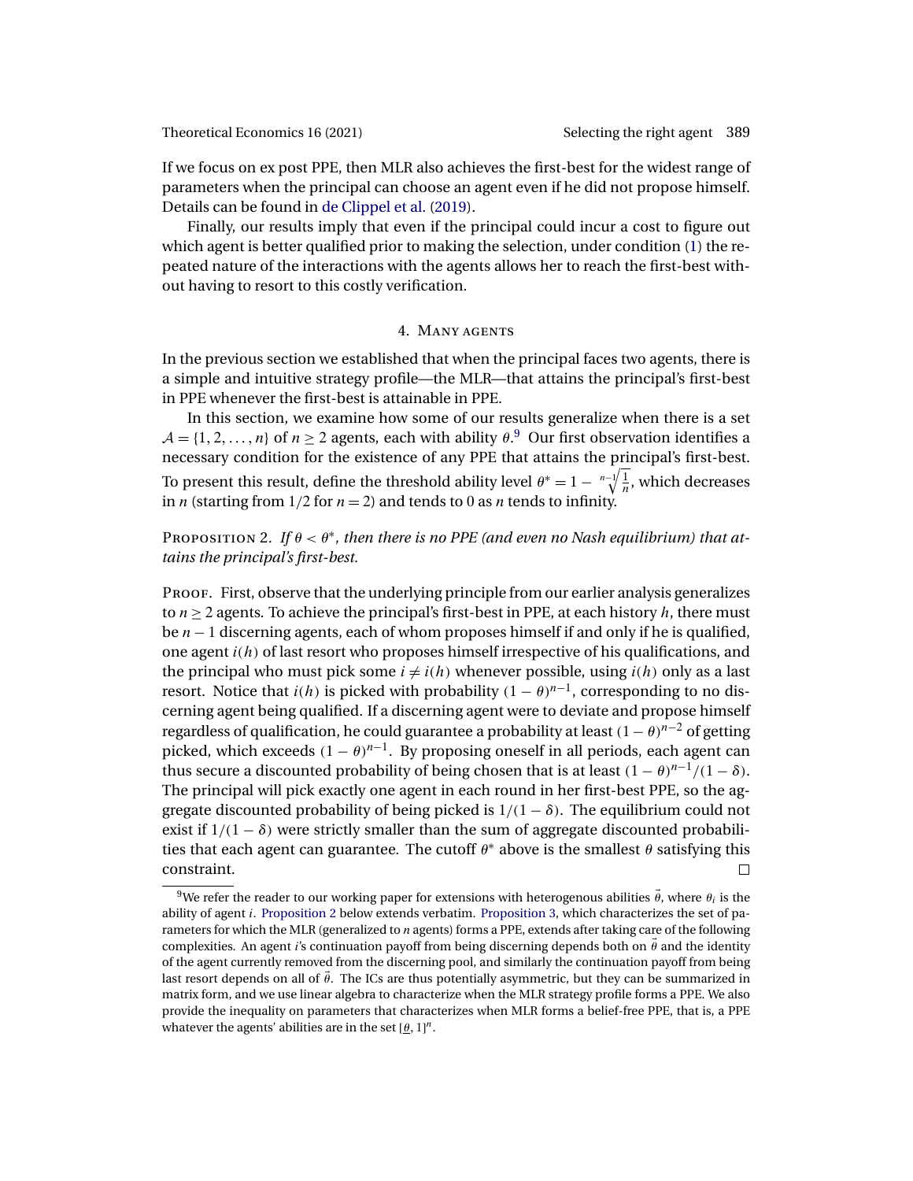If we focus on ex post PPE, then MLR also achieves the first-best for the widest range of parameters when the principal can choose an agent even if he did not propose himself. Details can be found in de Clippel et al. (2019).

Finally, our results imply that even if the principal could incur a cost to figure out which agent is better qualified prior to making the selection, under condition (1) the repeated nature of the interactions with the agents allows her to reach the first-best without having to resort to this costly verification.

## 4. Many agents

In the previous section we established that when the principal faces two agents, there is a simple and intuitive strategy profile—the MLR—that attains the principal's first-best in PPE whenever the first-best is attainable in PPE.

In this section, we examine how some of our results generalize when there is a set $\mathcal{A} = \{1, 2, \ldots, n\}$ of $n \geq 2$ agents, each with ability $\theta$.[9] Our first observation identifies a necessary condition for the existence of any PPE that attains the principal's first-best. To present this result, define the threshold ability level $\theta^* = 1 - \sqrt[n-1]{\frac{1}{n}}$, which decreases in $n$ (starting from $1/2$ for $n = 2$) and tends to 0 as $n$ tends to infinity.

Proposition 2. *If $\theta < \theta^*$, then there is no PPE (and even no Nash equilibrium) that attains the principal's first-best.*

Proof. First, observe that the underlying principle from our earlier analysis generalizes to $n \geq 2$ agents. To achieve the principal's first-best in PPE, at each history $h$, there must be $n - 1$ discerning agents, each of whom proposes himself if and only if he is qualified, one agent $i(h)$ of last resort who proposes himself irrespective of his qualifications, and the principal who must pick some $i \neq i(h)$ whenever possible, using $i(h)$ only as a last resort. Notice that $i(h)$ is picked with probability $(1 - \theta)^{n-1}$, corresponding to no discerning agent being qualified. If a discerning agent were to deviate and propose himself regardless of qualification, he could guarantee a probability at least $(1 - \theta)^{n-2}$ of getting picked, which exceeds $(1 - \theta)^{n-1}$. By proposing oneself in all periods, each agent can thus secure a discounted probability of being chosen that is at least $(1 - \theta)^{n-1}/(1 - \delta)$. The principal will pick exactly one agent in each round in her first-best PPE, so the aggregate discounted probability of being picked is $1/(1 - \delta)$. The equilibrium could not exist if $1/(1 - \delta)$ were strictly smaller than the sum of aggregate discounted probabilities that each agent can guarantee. The cutoff $\theta^*$ above is the smallest $\theta$ satisfying this constraint. □

[9] We refer the reader to our working paper for extensions with heterogenous abilities $\vec{\theta}$, where $\theta_i$ is the ability of agent $i$. Proposition 2 below extends verbatim. Proposition 3, which characterizes the set of parameters for which the MLR (generalized to $n$ agents) forms a PPE, extends after taking care of the following complexities. An agent $i$'s continuation payoff from being discerning depends both on $\vec{\theta}$ and the identity of the agent currently removed from the discerning pool, and similarly the continuation payoff from being last resort depends on all of $\vec{\theta}$. The ICs are thus potentially asymmetric, but they can be summarized in matrix form, and we use linear algebra to characterize when the MLR strategy profile forms a PPE. We also provide the inequality on parameters that characterizes when MLR forms a belief-free PPE, that is, a PPE whatever the agents' abilities are in the set $[\underline{\theta}, 1]^n$.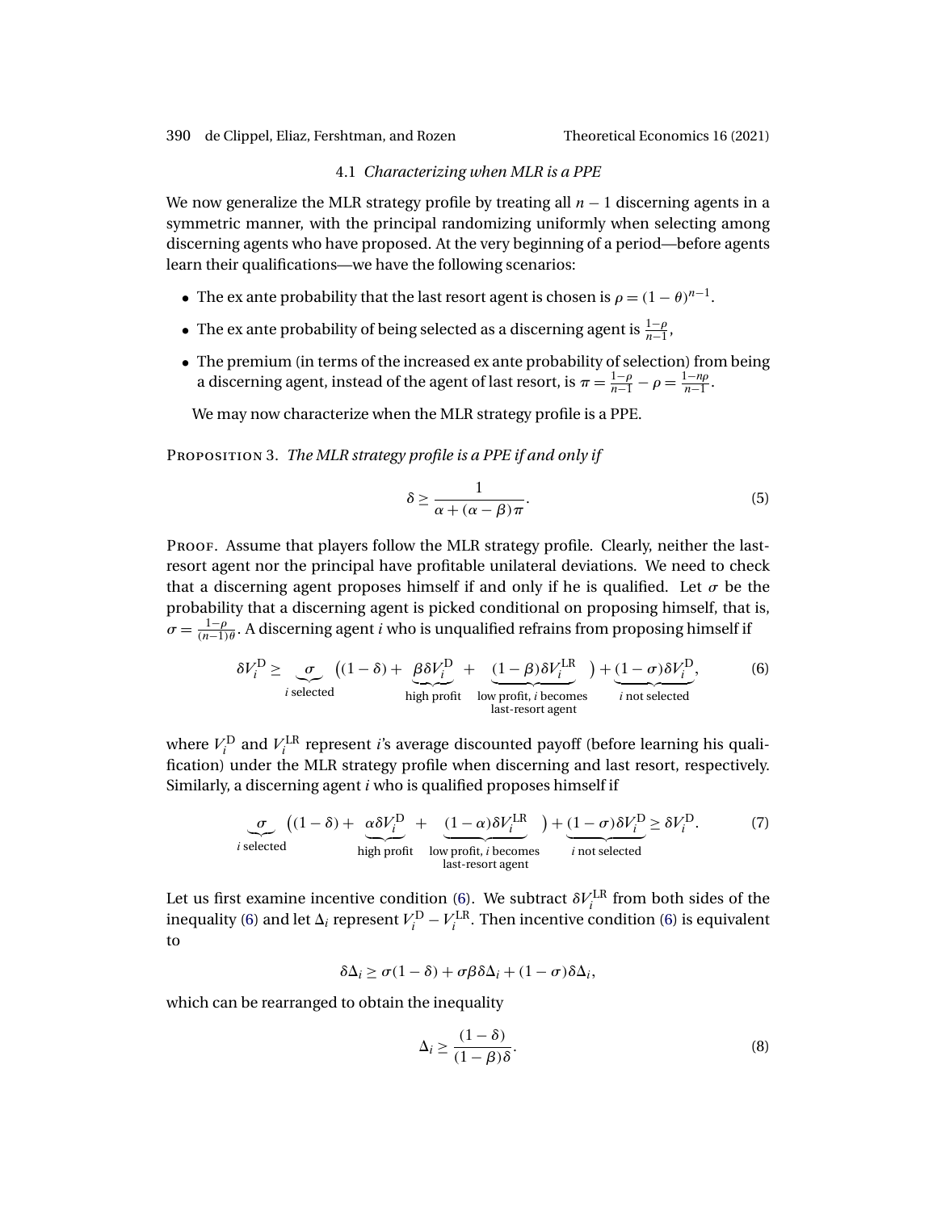### 4.1 *Characterizing when MLR is a PPE*

We now generalize the MLR strategy profile by treating all $n-1$ discerning agents in a symmetric manner, with the principal randomizing uniformly when selecting among discerning agents who have proposed. At the very beginning of a period—before agents learn their qualifications—we have the following scenarios:

- The ex ante probability that the last resort agent is chosen is $\rho = (1-\theta)^{n-1}$.
- The ex ante probability of being selected as a discerning agent is $\frac{1-\rho}{n-1}$,
- The premium (in terms of the increased ex ante probability of selection) from being a discerning agent, instead of the agent of last resort, is $\pi = \frac{1-\rho}{n-1} - \rho = \frac{1-n\rho}{n-1}$.

We may now characterize when the MLR strategy profile is a PPE.

Proposition 3. *The MLR strategy profile is a PPE if and only if*

$$\delta \geq \frac{1}{\alpha + (\alpha - \beta)\pi}. \tag{5}$$

Proof. Assume that players follow the MLR strategy profile. Clearly, neither the last-resort agent nor the principal have profitable unilateral deviations. We need to check that a discerning agent proposes himself if and only if he is qualified. Let $\sigma$ be the probability that a discerning agent is picked conditional on proposing himself, that is, $\sigma = \frac{1-\rho}{(n-1)\theta}$. A discerning agent $i$ who is unqualified refrains from proposing himself if

$$\delta V_i^{\mathrm{D}} \geq \underbrace{\sigma}_{i \text{ selected}} \big((1-\delta) + \underbrace{\beta\delta V_i^{\mathrm{D}}}_{\text{high profit}} + \underbrace{(1-\beta)\delta V_i^{\mathrm{LR}}}_{\substack{\text{low profit, } i \text{ becomes}\\ \text{last-resort agent}}}\big) + \underbrace{(1-\sigma)\delta V_i^{\mathrm{D}}}_{i \text{ not selected}}, \tag{6}$$

where $V_i^{\mathrm{D}}$ and $V_i^{\mathrm{LR}}$ represent $i$'s average discounted payoff (before learning his qualification) under the MLR strategy profile when discerning and last resort, respectively. Similarly, a discerning agent $i$ who is qualified proposes himself if

$$\underbrace{\sigma}_{i \text{ selected}} \big((1-\delta) + \underbrace{\alpha\delta V_i^{\mathrm{D}}}_{\text{high profit}} + \underbrace{(1-\alpha)\delta V_i^{\mathrm{LR}}}_{\substack{\text{low profit, } i \text{ becomes}\\ \text{last-resort agent}}}\big) + \underbrace{(1-\sigma)\delta V_i^{\mathrm{D}}}_{i \text{ not selected}} \geq \delta V_i^{\mathrm{D}}. \tag{7}$$

Let us first examine incentive condition (6). We subtract $\delta V_i^{\mathrm{LR}}$ from both sides of the inequality (6) and let $\Delta_i$ represent $V_i^{\mathrm{D}} - V_i^{\mathrm{LR}}$. Then incentive condition (6) is equivalent to

$$\delta\Delta_i \geq \sigma(1-\delta) + \sigma\beta\delta\Delta_i + (1-\sigma)\delta\Delta_i,$$

which can be rearranged to obtain the inequality

$$\Delta_i \geq \frac{(1-\delta)}{(1-\beta)\delta}. \tag{8}$$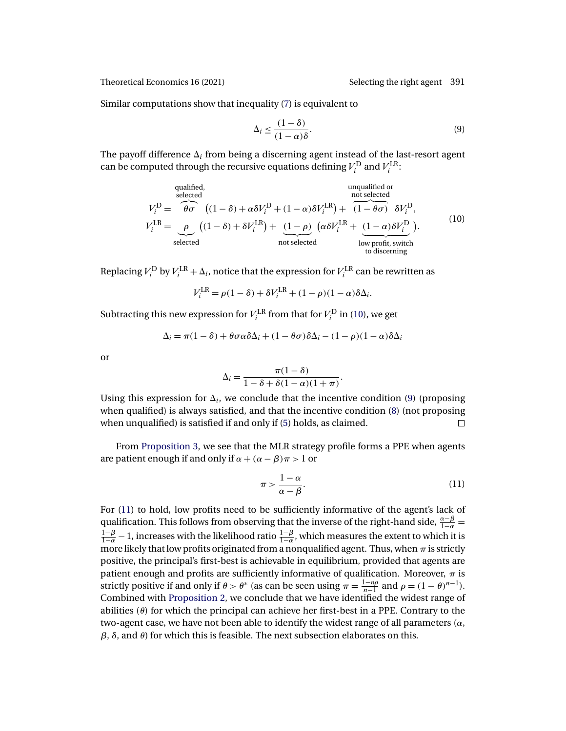Similar computations show that inequality (7) is equivalent to

$$\Delta_i \leq \frac{(1-\delta)}{(1-\alpha)\delta}. \tag{9}$$

The payoff difference $\Delta_i$ from being a discerning agent instead of the last-resort agent can be computed through the recursive equations defining $V_i^{\mathrm{D}}$ and $V_i^{\mathrm{LR}}$:

$$\begin{aligned}
V_i^{\mathrm{D}} &= \overbrace{\theta\sigma}^{\substack{\text{qualified,}\\ \text{selected}}} \big((1-\delta) + \alpha\delta V_i^{\mathrm{D}} + (1-\alpha)\delta V_i^{\mathrm{LR}}\big) + \overbrace{(1-\theta\sigma)}^{\substack{\text{unqualified or}\\ \text{not selected}}} \delta V_i^{\mathrm{D}}, \\
V_i^{\mathrm{LR}} &= \underbrace{\rho}_{\text{selected}} \big((1-\delta) + \delta V_i^{\mathrm{LR}}\big) + \underbrace{(1-\rho)}_{\text{not selected}} \big(\alpha\delta V_i^{\mathrm{LR}} + \underbrace{(1-\alpha)\delta V_i^{\mathrm{D}}}_{\substack{\text{low profit, switch}\\ \text{to discerning}}}\big).
\end{aligned} \tag{10}$$

Replacing $V_i^{\mathrm{D}}$ by $V_i^{\mathrm{LR}} + \Delta_i$, notice that the expression for $V_i^{\mathrm{LR}}$ can be rewritten as

$$V_i^{\mathrm{LR}} = \rho(1-\delta) + \delta V_i^{\mathrm{LR}} + (1-\rho)(1-\alpha)\delta\Delta_i.$$

Subtracting this new expression for $V_i^{\mathrm{LR}}$ from that for $V_i^{\mathrm{D}}$ in (10), we get

$$\Delta_i = \pi(1-\delta) + \theta\sigma\alpha\delta\Delta_i + (1-\theta\sigma)\delta\Delta_i - (1-\rho)(1-\alpha)\delta\Delta_i$$

or

$$\Delta_i = \frac{\pi(1-\delta)}{1-\delta+\delta(1-\alpha)(1+\pi)}.$$

Using this expression for $\Delta_i$, we conclude that the incentive condition (9) (proposing when qualified) is always satisfied, and that the incentive condition (8) (not proposing when unqualified) is satisfied if and only if (5) holds, as claimed. □

From Proposition 3, we see that the MLR strategy profile forms a PPE when agents are patient enough if and only if $\alpha + (\alpha-\beta)\pi > 1$ or

$$\pi > \frac{1-\alpha}{\alpha-\beta}. \tag{11}$$

For (11) to hold, low profits need to be sufficiently informative of the agent's lack of qualification. This follows from observing that the inverse of the right-hand side, $\frac{\alpha-\beta}{1-\alpha} = \frac{1-\beta}{1-\alpha} - 1$, increases with the likelihood ratio $\frac{1-\beta}{1-\alpha}$, which measures the extent to which it is more likely that low profits originated from a nonqualified agent. Thus, when $\pi$ is strictly positive, the principal's first-best is achievable in equilibrium, provided that agents are patient enough and profits are sufficiently informative of qualification. Moreover, $\pi$ is strictly positive if and only if $\theta > \theta^*$ (as can be seen using $\pi = \frac{1-n\rho}{n-1}$ and $\rho = (1-\theta)^{n-1}$). Combined with Proposition 2, we conclude that we have identified the widest range of abilities ($\theta$) for which the principal can achieve her first-best in a PPE. Contrary to the two-agent case, we have not been able to identify the widest range of all parameters ($\alpha$, $\beta$, $\delta$, and $\theta$) for which this is feasible. The next subsection elaborates on this.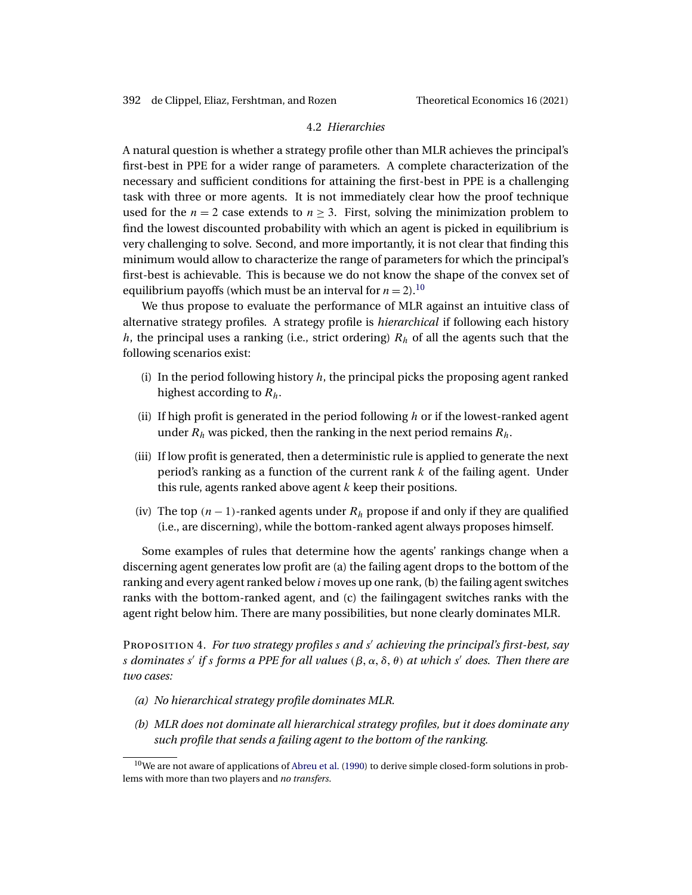### 4.2 *Hierarchies*

A natural question is whether a strategy profile other than MLR achieves the principal's first-best in PPE for a wider range of parameters. A complete characterization of the necessary and sufficient conditions for attaining the first-best in PPE is a challenging task with three or more agents. It is not immediately clear how the proof technique used for the $n = 2$ case extends to $n \geq 3$. First, solving the minimization problem to find the lowest discounted probability with which an agent is picked in equilibrium is very challenging to solve. Second, and more importantly, it is not clear that finding this minimum would allow to characterize the range of parameters for which the principal's first-best is achievable. This is because we do not know the shape of the convex set of equilibrium payoffs (which must be an interval for $n = 2$).[10]

We thus propose to evaluate the performance of MLR against an intuitive class of alternative strategy profiles. A strategy profile is *hierarchical* if following each history $h$, the principal uses a ranking (i.e., strict ordering) $R_h$ of all the agents such that the following scenarios exist:

(i) In the period following history $h$, the principal picks the proposing agent ranked highest according to $R_h$.

(ii) If high profit is generated in the period following $h$ or if the lowest-ranked agent under $R_h$ was picked, then the ranking in the next period remains $R_h$.

(iii) If low profit is generated, then a deterministic rule is applied to generate the next period's ranking as a function of the current rank $k$ of the failing agent. Under this rule, agents ranked above agent $k$ keep their positions.

(iv) The top $(n-1)$-ranked agents under $R_h$ propose if and only if they are qualified (i.e., are discerning), while the bottom-ranked agent always proposes himself.

Some examples of rules that determine how the agents' rankings change when a discerning agent generates low profit are (a) the failing agent drops to the bottom of the ranking and every agent ranked below $i$ moves up one rank, (b) the failing agent switches ranks with the bottom-ranked agent, and (c) the failingagent switches ranks with the agent right below him. There are many possibilities, but none clearly dominates MLR.

Proposition 4. *For two strategy profiles $s$ and $s'$ achieving the principal's first-best, say $s$ dominates $s'$ if $s$ forms a PPE for all values $(\beta, \alpha, \delta, \theta)$ at which $s'$ does. Then there are two cases:*

*(a) No hierarchical strategy profile dominates MLR.*

*(b) MLR does not dominate all hierarchical strategy profiles, but it does dominate any such profile that sends a failing agent to the bottom of the ranking.*

[10] We are not aware of applications of Abreu et al. (1990) to derive simple closed-form solutions in problems with more than two players and *no transfers*.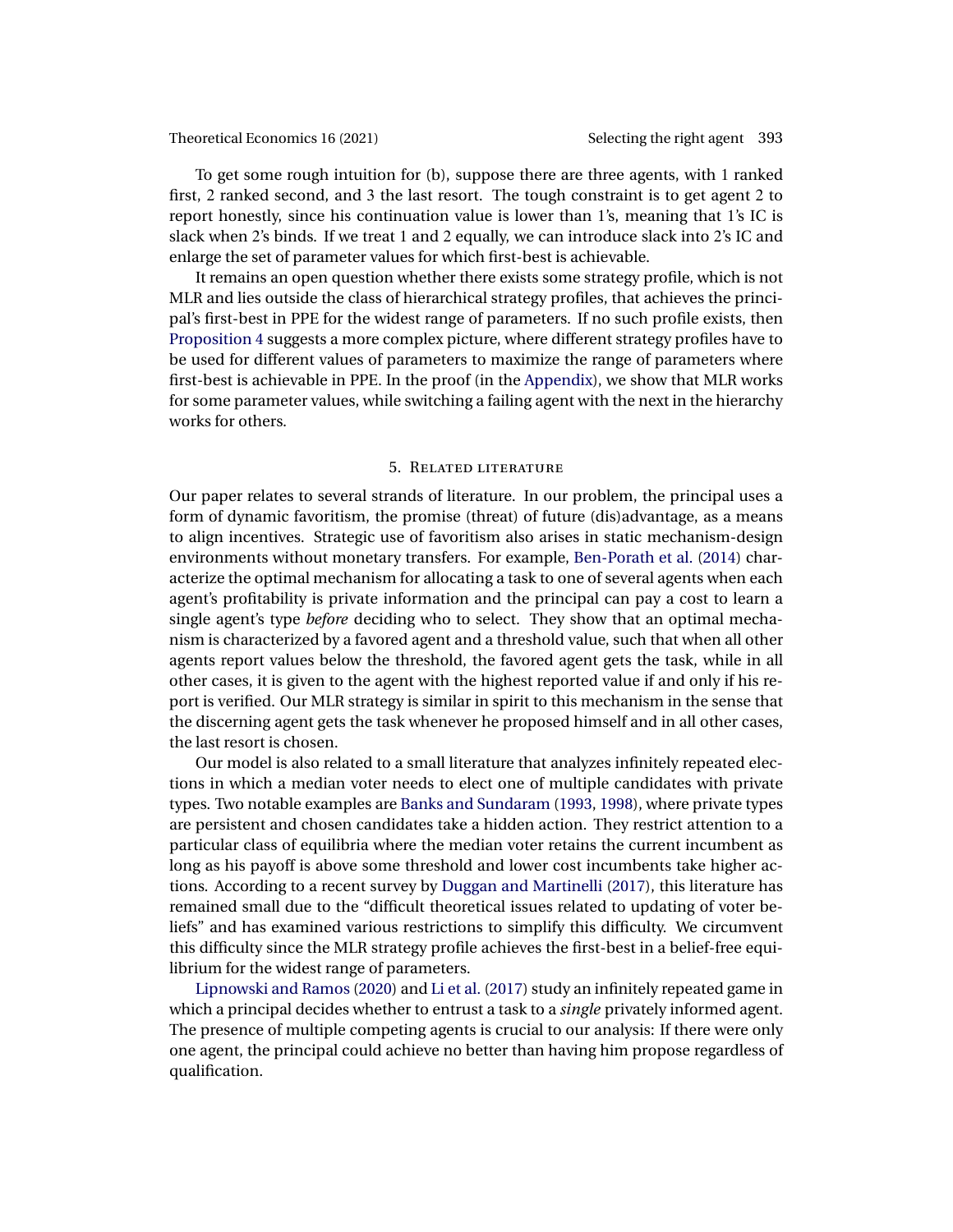To get some rough intuition for (b), suppose there are three agents, with 1 ranked first, 2 ranked second, and 3 the last resort. The tough constraint is to get agent 2 to report honestly, since his continuation value is lower than 1's, meaning that 1's IC is slack when 2's binds. If we treat 1 and 2 equally, we can introduce slack into 2's IC and enlarge the set of parameter values for which first-best is achievable.

It remains an open question whether there exists some strategy profile, which is not MLR and lies outside the class of hierarchical strategy profiles, that achieves the principal's first-best in PPE for the widest range of parameters. If no such profile exists, then Proposition 4 suggests a more complex picture, where different strategy profiles have to be used for different values of parameters to maximize the range of parameters where first-best is achievable in PPE. In the proof (in the Appendix), we show that MLR works for some parameter values, while switching a failing agent with the next in the hierarchy works for others.

## 5. Related literature

Our paper relates to several strands of literature. In our problem, the principal uses a form of dynamic favoritism, the promise (threat) of future (dis)advantage, as a means to align incentives. Strategic use of favoritism also arises in static mechanism-design environments without monetary transfers. For example, Ben-Porath et al. (2014) characterize the optimal mechanism for allocating a task to one of several agents when each agent's profitability is private information and the principal can pay a cost to learn a single agent's type *before* deciding who to select. They show that an optimal mechanism is characterized by a favored agent and a threshold value, such that when all other agents report values below the threshold, the favored agent gets the task, while in all other cases, it is given to the agent with the highest reported value if and only if his report is verified. Our MLR strategy is similar in spirit to this mechanism in the sense that the discerning agent gets the task whenever he proposed himself and in all other cases, the last resort is chosen.

Our model is also related to a small literature that analyzes infinitely repeated elections in which a median voter needs to elect one of multiple candidates with private types. Two notable examples are Banks and Sundaram (1993, 1998), where private types are persistent and chosen candidates take a hidden action. They restrict attention to a particular class of equilibria where the median voter retains the current incumbent as long as his payoff is above some threshold and lower cost incumbents take higher actions. According to a recent survey by Duggan and Martinelli (2017), this literature has remained small due to the "difficult theoretical issues related to updating of voter beliefs" and has examined various restrictions to simplify this difficulty. We circumvent this difficulty since the MLR strategy profile achieves the first-best in a belief-free equilibrium for the widest range of parameters.

Lipnowski and Ramos (2020) and Li et al. (2017) study an infinitely repeated game in which a principal decides whether to entrust a task to a *single* privately informed agent. The presence of multiple competing agents is crucial to our analysis: If there were only one agent, the principal could achieve no better than having him propose regardless of qualification.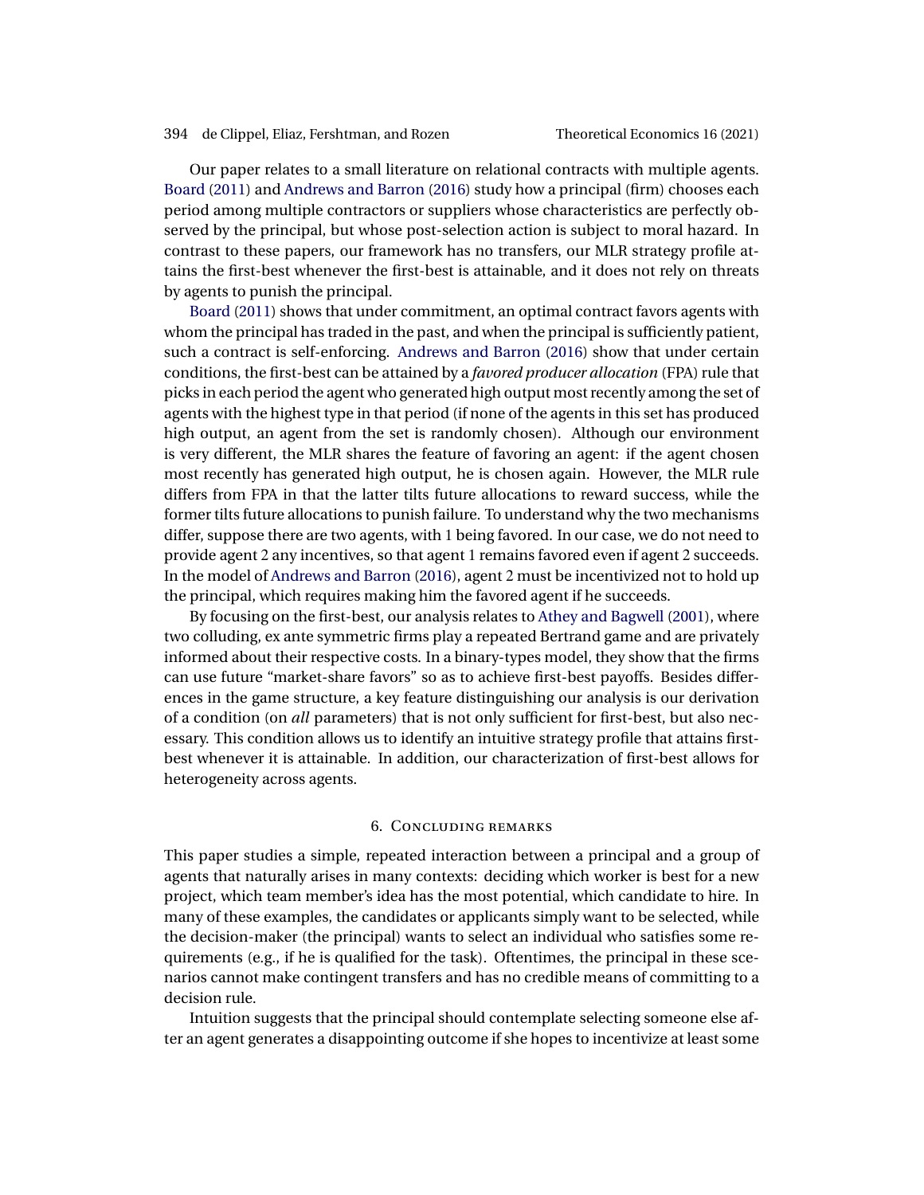Our paper relates to a small literature on relational contracts with multiple agents. Board (2011) and Andrews and Barron (2016) study how a principal (firm) chooses each period among multiple contractors or suppliers whose characteristics are perfectly observed by the principal, but whose post-selection action is subject to moral hazard. In contrast to these papers, our framework has no transfers, our MLR strategy profile attains the first-best whenever the first-best is attainable, and it does not rely on threats by agents to punish the principal.

Board (2011) shows that under commitment, an optimal contract favors agents with whom the principal has traded in the past, and when the principal is sufficiently patient, such a contract is self-enforcing. Andrews and Barron (2016) show that under certain conditions, the first-best can be attained by a *favored producer allocation* (FPA) rule that picks in each period the agent who generated high output most recently among the set of agents with the highest type in that period (if none of the agents in this set has produced high output, an agent from the set is randomly chosen). Although our environment is very different, the MLR shares the feature of favoring an agent: if the agent chosen most recently has generated high output, he is chosen again. However, the MLR rule differs from FPA in that the latter tilts future allocations to reward success, while the former tilts future allocations to punish failure. To understand why the two mechanisms differ, suppose there are two agents, with 1 being favored. In our case, we do not need to provide agent 2 any incentives, so that agent 1 remains favored even if agent 2 succeeds. In the model of Andrews and Barron (2016), agent 2 must be incentivized not to hold up the principal, which requires making him the favored agent if he succeeds.

By focusing on the first-best, our analysis relates to Athey and Bagwell (2001), where two colluding, ex ante symmetric firms play a repeated Bertrand game and are privately informed about their respective costs. In a binary-types model, they show that the firms can use future "market-share favors" so as to achieve first-best payoffs. Besides differences in the game structure, a key feature distinguishing our analysis is our derivation of a condition (on *all* parameters) that is not only sufficient for first-best, but also necessary. This condition allows us to identify an intuitive strategy profile that attains first-best whenever it is attainable. In addition, our characterization of first-best allows for heterogeneity across agents.

## 6. Concluding remarks

This paper studies a simple, repeated interaction between a principal and a group of agents that naturally arises in many contexts: deciding which worker is best for a new project, which team member's idea has the most potential, which candidate to hire. In many of these examples, the candidates or applicants simply want to be selected, while the decision-maker (the principal) wants to select an individual who satisfies some requirements (e.g., if he is qualified for the task). Oftentimes, the principal in these scenarios cannot make contingent transfers and has no credible means of committing to a decision rule.

Intuition suggests that the principal should contemplate selecting someone else after an agent generates a disappointing outcome if she hopes to incentivize at least some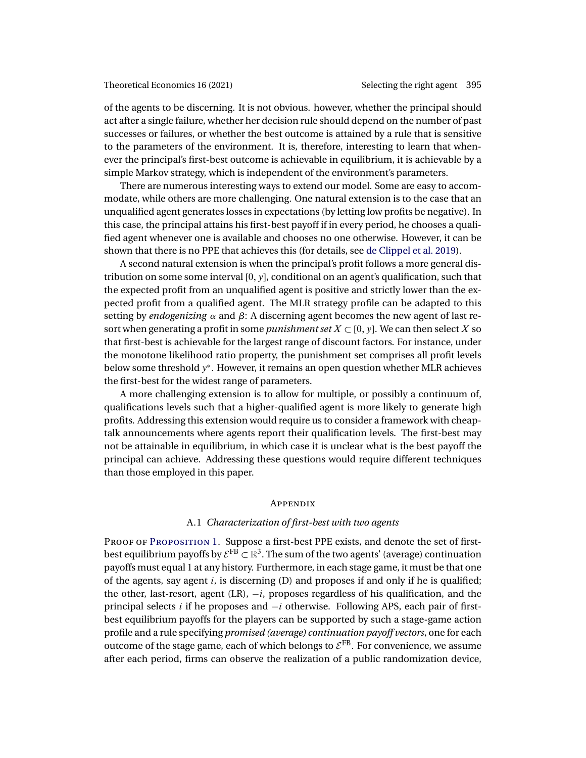of the agents to be discerning. It is not obvious. however, whether the principal should act after a single failure, whether her decision rule should depend on the number of past successes or failures, or whether the best outcome is attained by a rule that is sensitive to the parameters of the environment. It is, therefore, interesting to learn that whenever the principal's first-best outcome is achievable in equilibrium, it is achievable by a simple Markov strategy, which is independent of the environment's parameters.

There are numerous interesting ways to extend our model. Some are easy to accommodate, while others are more challenging. One natural extension is to the case that an unqualified agent generates losses in expectations (by letting low profits be negative). In this case, the principal attains his first-best payoff if in every period, he chooses a qualified agent whenever one is available and chooses no one otherwise. However, it can be shown that there is no PPE that achieves this (for details, see de Clippel et al. 2019).

A second natural extension is when the principal's profit follows a more general distribution on some some interval $[0, y]$, conditional on an agent's qualification, such that the expected profit from an unqualified agent is positive and strictly lower than the expected profit from a qualified agent. The MLR strategy profile can be adapted to this setting by *endogenizing* $\alpha$ and $\beta$: A discerning agent becomes the new agent of last resort when generating a profit in some *punishment set* $X \subset [0, y]$. We can then select $X$ so that first-best is achievable for the largest range of discount factors. For instance, under the monotone likelihood ratio property, the punishment set comprises all profit levels below some threshold $y^*$. However, it remains an open question whether MLR achieves the first-best for the widest range of parameters.

A more challenging extension is to allow for multiple, or possibly a continuum of, qualifications levels such that a higher-qualified agent is more likely to generate high profits. Addressing this extension would require us to consider a framework with cheap-talk announcements where agents report their qualification levels. The first-best may not be attainable in equilibrium, in which case it is unclear what is the best payoff the principal can achieve. Addressing these questions would require different techniques than those employed in this paper.

## Appendix

### A.1 *Characterization of first-best with two agents*

Proof of Proposition 1. Suppose a first-best PPE exists, and denote the set of first-best equilibrium payoffs by $\mathcal{E}^{\text{FB}} \subset \mathbb{R}^3$. The sum of the two agents' (average) continuation payoffs must equal 1 at any history. Furthermore, in each stage game, it must be that one of the agents, say agent $i$, is discerning (D) and proposes if and only if he is qualified; the other, last-resort, agent (LR), $-i$, proposes regardless of his qualification, and the principal selects $i$ if he proposes and $-i$ otherwise. Following APS, each pair of first-best equilibrium payoffs for the players can be supported by such a stage-game action profile and a rule specifying *promised (average) continuation payoff vectors*, one for each outcome of the stage game, each of which belongs to $\mathcal{E}^{\text{FB}}$. For convenience, we assume after each period, firms can observe the realization of a public randomization device,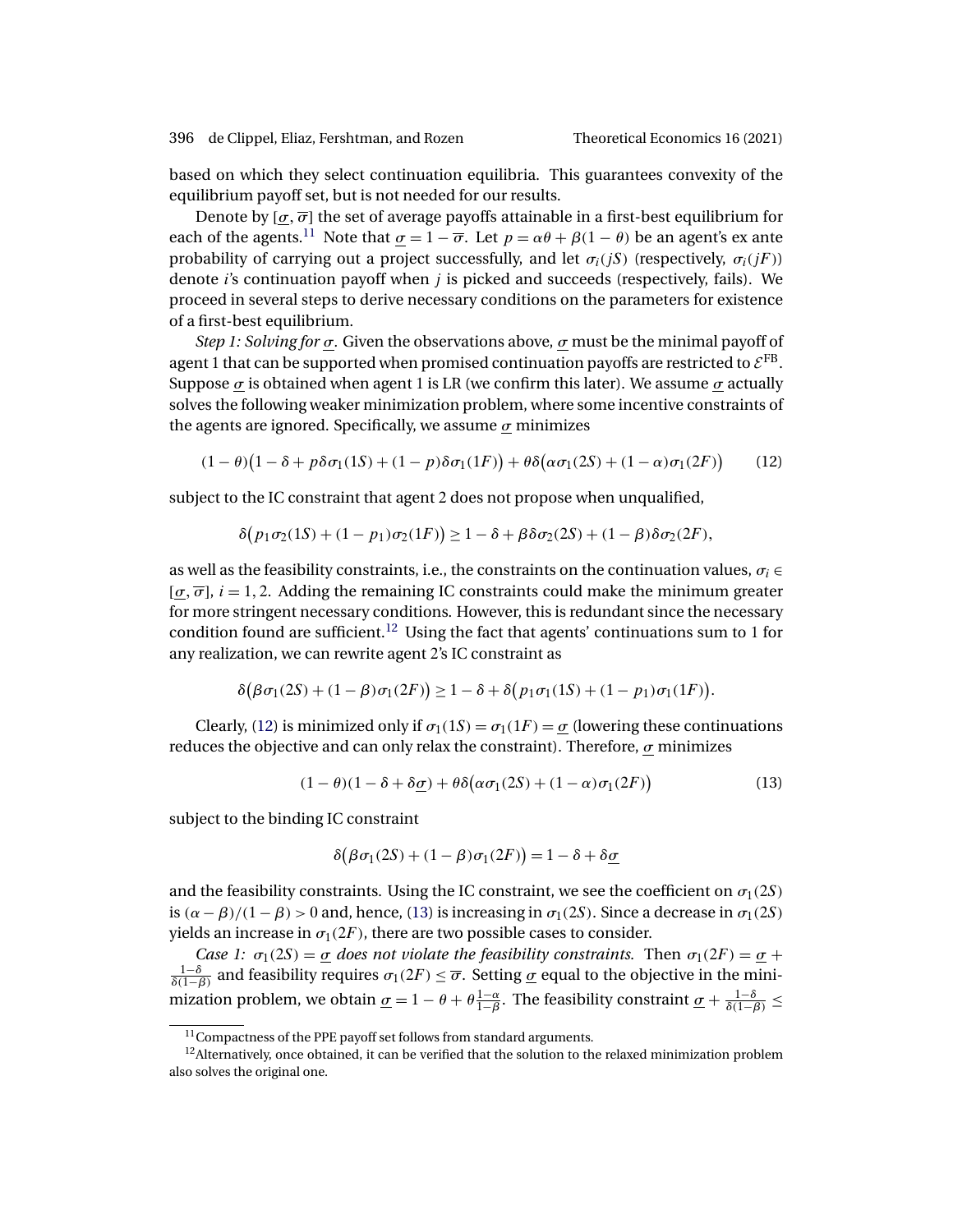based on which they select continuation equilibria. This guarantees convexity of the equilibrium payoff set, but is not needed for our results.

Denote by $[\underline{\sigma}, \overline{\sigma}]$ the set of average payoffs attainable in a first-best equilibrium for each of the agents.[11] Note that $\underline{\sigma} = 1 - \overline{\sigma}$. Let $p = \alpha\theta + \beta(1-\theta)$ be an agent's ex ante probability of carrying out a project successfully, and let $\sigma_i(jS)$ (respectively, $\sigma_i(jF)$) denote $i$'s continuation payoff when $j$ is picked and succeeds (respectively, fails). We proceed in several steps to derive necessary conditions on the parameters for existence of a first-best equilibrium.

*Step 1: Solving for* $\underline{\sigma}$. Given the observations above, $\underline{\sigma}$ must be the minimal payoff of agent 1 that can be supported when promised continuation payoffs are restricted to $\mathcal{E}^{\text{FB}}$. Suppose $\underline{\sigma}$ is obtained when agent 1 is LR (we confirm this later). We assume $\underline{\sigma}$ actually solves the following weaker minimization problem, where some incentive constraints of the agents are ignored. Specifically, we assume $\underline{\sigma}$ minimizes

$$(1-\theta)\big(1-\delta + p\delta\sigma_1(1S) + (1-p)\delta\sigma_1(1F)\big) + \theta\delta\big(\alpha\sigma_1(2S) + (1-\alpha)\sigma_1(2F)\big) \tag{12}$$

subject to the IC constraint that agent 2 does not propose when unqualified,

$$\delta\big(p_1\sigma_2(1S) + (1-p_1)\sigma_2(1F)\big) \geq 1 - \delta + \beta\delta\sigma_2(2S) + (1-\beta)\delta\sigma_2(2F),$$

as well as the feasibility constraints, i.e., the constraints on the continuation values, $\sigma_i \in [\underline{\sigma}, \overline{\sigma}]$, $i = 1, 2$. Adding the remaining IC constraints could make the minimum greater for more stringent necessary conditions. However, this is redundant since the necessary condition found are sufficient.[12] Using the fact that agents' continuations sum to 1 for any realization, we can rewrite agent 2's IC constraint as

$$\delta\big(\beta\sigma_1(2S) + (1-\beta)\sigma_1(2F)\big) \geq 1 - \delta + \delta\big(p_1\sigma_1(1S) + (1-p_1)\sigma_1(1F)\big).$$

Clearly, (12) is minimized only if $\sigma_1(1S) = \sigma_1(1F) = \underline{\sigma}$ (lowering these continuations reduces the objective and can only relax the constraint). Therefore, $\underline{\sigma}$ minimizes

$$(1-\theta)(1-\delta+\delta\underline{\sigma}) + \theta\delta\big(\alpha\sigma_1(2S) + (1-\alpha)\sigma_1(2F)\big) \tag{13}$$

subject to the binding IC constraint

$$\delta\big(\beta\sigma_1(2S) + (1-\beta)\sigma_1(2F)\big) = 1 - \delta + \delta\underline{\sigma}$$

and the feasibility constraints. Using the IC constraint, we see the coefficient on $\sigma_1(2S)$ is $(\alpha - \beta)/(1-\beta) > 0$ and, hence, (13) is increasing in $\sigma_1(2S)$. Since a decrease in $\sigma_1(2S)$ yields an increase in $\sigma_1(2F)$, there are two possible cases to consider.

*Case 1: $\sigma_1(2S) = \underline{\sigma}$ does not violate the feasibility constraints.* Then $\sigma_1(2F) = \underline{\sigma} + \frac{1-\delta}{\delta(1-\beta)}$ and feasibility requires $\sigma_1(2F) \leq \overline{\sigma}$. Setting $\underline{\sigma}$ equal to the objective in the minimization problem, we obtain $\underline{\sigma} = 1 - \theta + \theta\frac{1-\alpha}{1-\beta}$. The feasibility constraint $\underline{\sigma} + \frac{1-\delta}{\delta(1-\beta)} \leq$

[11] Compactness of the PPE payoff set follows from standard arguments.

[12] Alternatively, once obtained, it can be verified that the solution to the relaxed minimization problem also solves the original one.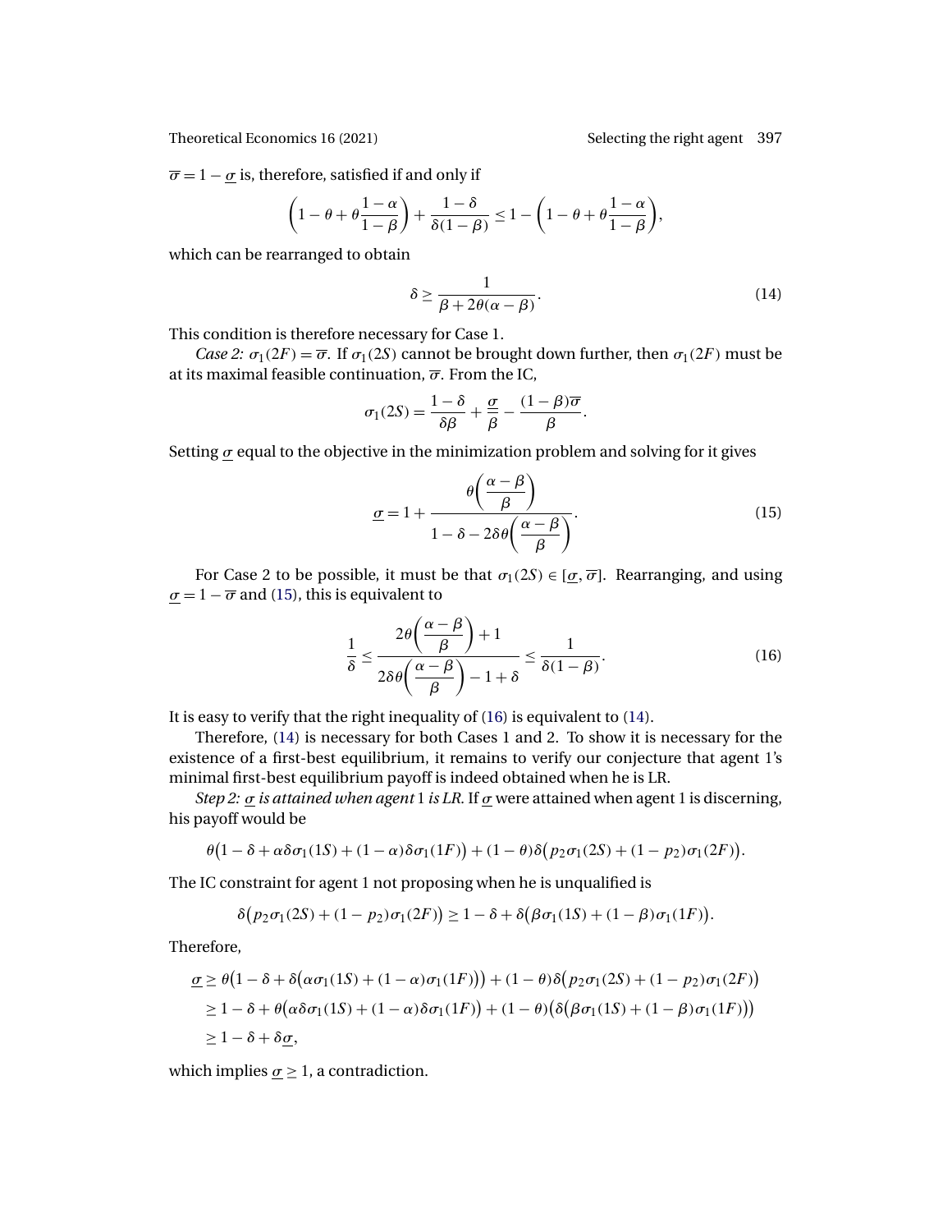$\overline{\sigma} = 1 - \underline{\sigma}$ is, therefore, satisfied if and only if

$$\left(1 - \theta + \theta\frac{1-\alpha}{1-\beta}\right) + \frac{1-\delta}{\delta(1-\beta)} \leq 1 - \left(1 - \theta + \theta\frac{1-\alpha}{1-\beta}\right),$$

which can be rearranged to obtain

$$\delta \geq \frac{1}{\beta + 2\theta(\alpha - \beta)}. \tag{14}$$

This condition is therefore necessary for Case 1.

*Case 2:* $\sigma_1(2F) = \overline{\sigma}$. If $\sigma_1(2S)$ cannot be brought down further, then $\sigma_1(2F)$ must be at its maximal feasible continuation, $\overline{\sigma}$. From the IC,

$$\sigma_1(2S) = \frac{1-\delta}{\delta\beta} + \frac{\underline{\sigma}}{\beta} - \frac{(1-\beta)\overline{\sigma}}{\beta}.$$

Setting $\underline{\sigma}$ equal to the objective in the minimization problem and solving for it gives

$$\underline{\sigma} = 1 + \frac{\theta\left(\dfrac{\alpha-\beta}{\beta}\right)}{1 - \delta - 2\delta\theta\left(\dfrac{\alpha-\beta}{\beta}\right)}. \tag{15}$$

For Case 2 to be possible, it must be that $\sigma_1(2S) \in [\underline{\sigma}, \overline{\sigma}]$. Rearranging, and using $\underline{\sigma} = 1 - \overline{\sigma}$ and (15), this is equivalent to

$$\frac{1}{\delta} \leq \frac{2\theta\left(\dfrac{\alpha-\beta}{\beta}\right) + 1}{2\delta\theta\left(\dfrac{\alpha-\beta}{\beta}\right) - 1 + \delta} \leq \frac{1}{\delta(1-\beta)}. \tag{16}$$

It is easy to verify that the right inequality of (16) is equivalent to (14).

Therefore, (14) is necessary for both Cases 1 and 2. To show it is necessary for the existence of a first-best equilibrium, it remains to verify our conjecture that agent 1's minimal first-best equilibrium payoff is indeed obtained when he is LR.

*Step 2: $\underline{\sigma}$ is attained when agent 1 is LR.* If $\underline{\sigma}$ were attained when agent 1 is discerning, his payoff would be

$$\theta\big(1 - \delta + \alpha\delta\sigma_1(1S) + (1-\alpha)\delta\sigma_1(1F)\big) + (1-\theta)\delta\big(p_2\sigma_1(2S) + (1-p_2)\sigma_1(2F)\big).$$

The IC constraint for agent 1 not proposing when he is unqualified is

$$\delta\big(p_2\sigma_1(2S) + (1-p_2)\sigma_1(2F)\big) \geq 1 - \delta + \delta\big(\beta\sigma_1(1S) + (1-\beta)\sigma_1(1F)\big).$$

Therefore,

$$\begin{aligned}
\underline{\sigma} &\geq \theta\big(1 - \delta + \delta\big(\alpha\sigma_1(1S) + (1-\alpha)\sigma_1(1F)\big)\big) + (1-\theta)\delta\big(p_2\sigma_1(2S) + (1-p_2)\sigma_1(2F)\big) \\
&\geq 1 - \delta + \theta\big(\alpha\delta\sigma_1(1S) + (1-\alpha)\delta\sigma_1(1F)\big) + (1-\theta)\big(\delta\big(\beta\sigma_1(1S) + (1-\beta)\sigma_1(1F)\big)\big) \\
&\geq 1 - \delta + \delta\underline{\sigma},
\end{aligned}$$

which implies $\underline{\sigma} \geq 1$, a contradiction.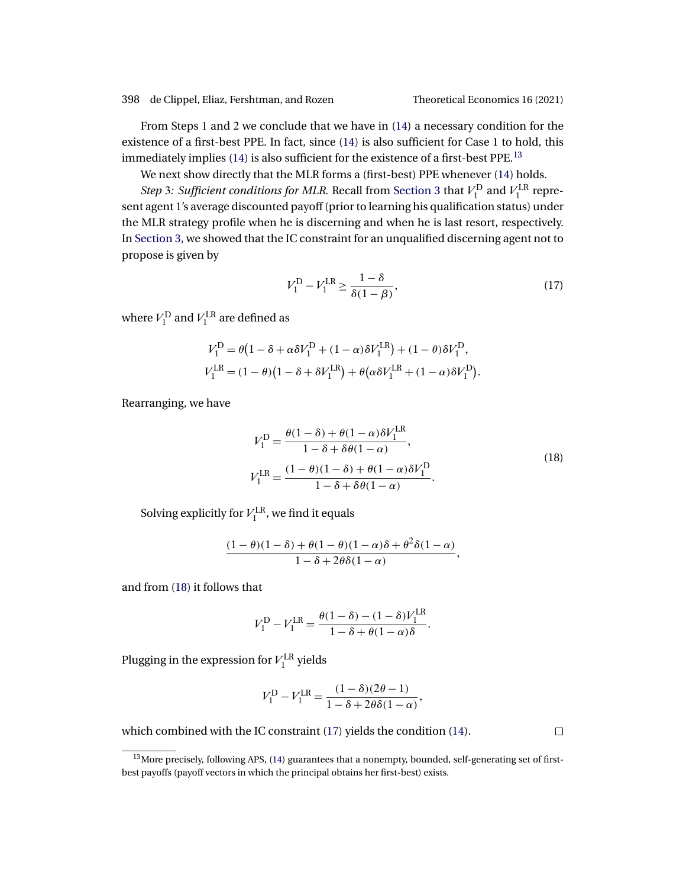From Steps 1 and 2 we conclude that we have in (14) a necessary condition for the existence of a first-best PPE. In fact, since (14) is also sufficient for Case 1 to hold, this immediately implies (14) is also sufficient for the existence of a first-best PPE.[13]

We next show directly that the MLR forms a (first-best) PPE whenever (14) holds.

*Step 3: Sufficient conditions for MLR.* Recall from Section 3 that $V_1^{\mathrm{D}}$ and $V_1^{\mathrm{LR}}$ represent agent 1's average discounted payoff (prior to learning his qualification status) under the MLR strategy profile when he is discerning and when he is last resort, respectively. In Section 3, we showed that the IC constraint for an unqualified discerning agent not to propose is given by

$$V_1^{\mathrm{D}} - V_1^{\mathrm{LR}} \geq \frac{1-\delta}{\delta(1-\beta)}, \tag{17}$$

where $V_1^{\mathrm{D}}$ and $V_1^{\mathrm{LR}}$ are defined as

$$V_1^{\mathrm{D}} = \theta\big(1-\delta+\alpha\delta V_1^{\mathrm{D}} + (1-\alpha)\delta V_1^{\mathrm{LR}}\big) + (1-\theta)\delta V_1^{\mathrm{D}},$$
$$V_1^{\mathrm{LR}} = (1-\theta)\big(1-\delta+\delta V_1^{\mathrm{LR}}\big) + \theta\big(\alpha\delta V_1^{\mathrm{LR}} + (1-\alpha)\delta V_1^{\mathrm{D}}\big).$$

Rearranging, we have

$$V_1^{\mathrm{D}} = \frac{\theta(1-\delta)+\theta(1-\alpha)\delta V_1^{\mathrm{LR}}}{1-\delta+\delta\theta(1-\alpha)},$$
$$V_1^{\mathrm{LR}} = \frac{(1-\theta)(1-\delta)+\theta(1-\alpha)\delta V_1^{\mathrm{D}}}{1-\delta+\delta\theta(1-\alpha)}. \tag{18}$$

Solving explicitly for $V_1^{\mathrm{LR}}$, we find it equals

$$\frac{(1-\theta)(1-\delta)+\theta(1-\theta)(1-\alpha)\delta+\theta^2\delta(1-\alpha)}{1-\delta+2\theta\delta(1-\alpha)},$$

and from (18) it follows that

$$V_1^{\mathrm{D}} - V_1^{\mathrm{LR}} = \frac{\theta(1-\delta)-(1-\delta)V_1^{\mathrm{LR}}}{1-\delta+\theta(1-\alpha)\delta}.$$

Plugging in the expression for $V_1^{\mathrm{LR}}$ yields

$$V_1^{\mathrm{D}} - V_1^{\mathrm{LR}} = \frac{(1-\delta)(2\theta-1)}{1-\delta+2\theta\delta(1-\alpha)},$$

which combined with the IC constraint (17) yields the condition (14). □

[13] More precisely, following APS, (14) guarantees that a nonempty, bounded, self-generating set of first-best payoffs (payoff vectors in which the principal obtains her first-best) exists.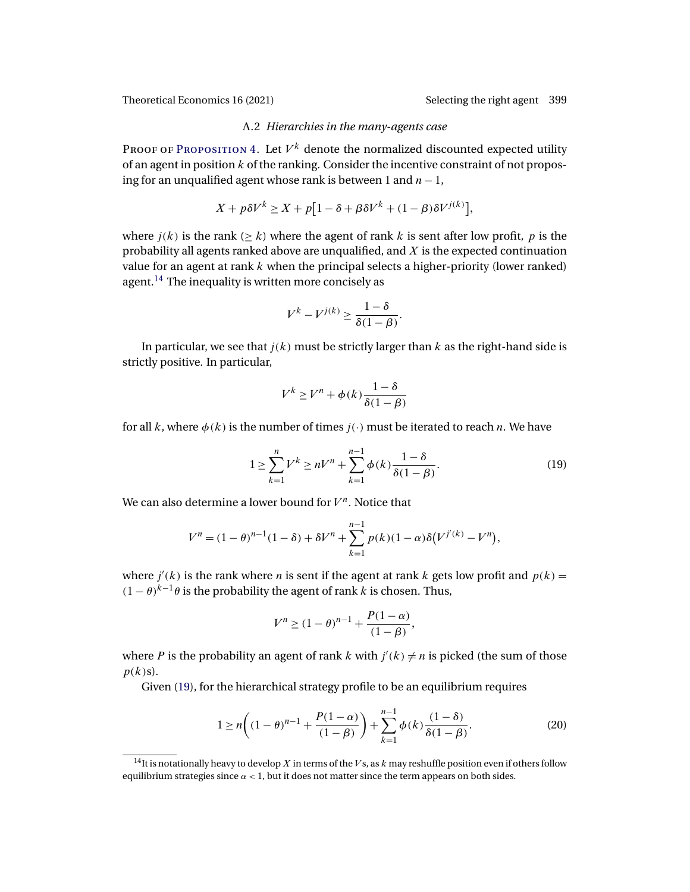### A.2 *Hierarchies in the many-agents case*

Proof of Proposition 4. Let $V^k$ denote the normalized discounted expected utility of an agent in position $k$ of the ranking. Consider the incentive constraint of not proposing for an unqualified agent whose rank is between 1 and $n-1$,

$$X + p\delta V^k \geq X + p\big[1-\delta + \beta\delta V^k + (1-\beta)\delta V^{j(k)}\big],$$

where $j(k)$ is the rank ($\geq k$) where the agent of rank $k$ is sent after low profit, $p$ is the probability all agents ranked above are unqualified, and $X$ is the expected continuation value for an agent at rank $k$ when the principal selects a higher-priority (lower ranked) agent.[14] The inequality is written more concisely as

$$V^k - V^{j(k)} \geq \frac{1-\delta}{\delta(1-\beta)}.$$

In particular, we see that $j(k)$ must be strictly larger than $k$ as the right-hand side is strictly positive. In particular,

$$V^k \geq V^n + \phi(k)\frac{1-\delta}{\delta(1-\beta)}$$

for all $k$, where $\phi(k)$ is the number of times $j(\cdot)$ must be iterated to reach $n$. We have

$$1 \geq \sum_{k=1}^{n} V^k \geq nV^n + \sum_{k=1}^{n-1}\phi(k)\frac{1-\delta}{\delta(1-\beta)}. \tag{19}$$

We can also determine a lower bound for $V^n$. Notice that

$$V^n = (1-\theta)^{n-1}(1-\delta) + \delta V^n + \sum_{k=1}^{n-1} p(k)(1-\alpha)\delta\big(V^{j'(k)} - V^n\big),$$

where $j'(k)$ is the rank where $n$ is sent if the agent at rank $k$ gets low profit and $p(k) = (1-\theta)^{k-1}\theta$ is the probability the agent of rank $k$ is chosen. Thus,

$$V^n \geq (1-\theta)^{n-1} + \frac{P(1-\alpha)}{(1-\beta)},$$

where $P$ is the probability an agent of rank $k$ with $j'(k) \neq n$ is picked (the sum of those $p(k)$s).

Given (19), for the hierarchical strategy profile to be an equilibrium requires

$$1 \geq n\bigg((1-\theta)^{n-1} + \frac{P(1-\alpha)}{(1-\beta)}\bigg) + \sum_{k=1}^{n-1}\phi(k)\frac{(1-\delta)}{\delta(1-\beta)}. \tag{20}$$

[14] It is notationally heavy to develop $X$ in terms of the $V$s, as $k$ may reshuffle position even if others follow equilibrium strategies since $\alpha < 1$, but it does not matter since the term appears on both sides.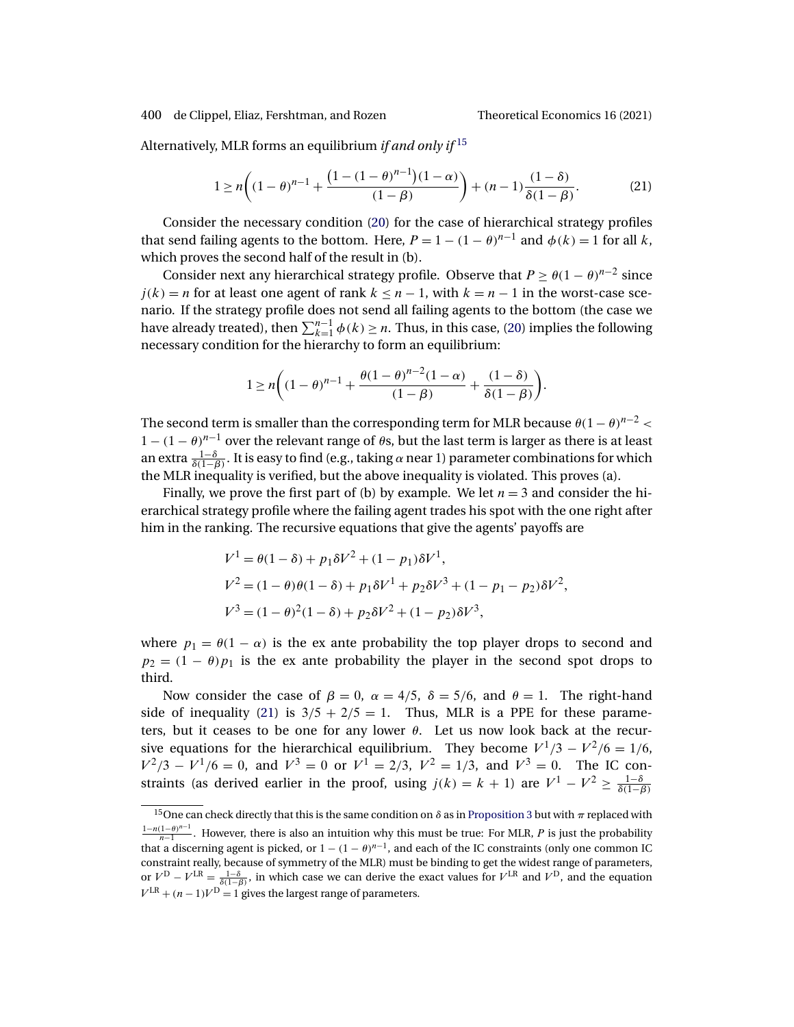Alternatively, MLR forms an equilibrium *if and only if*[15]

$$1 \geq n\left((1-\theta)^{n-1} + \frac{\left(1-(1-\theta)^{n-1}\right)(1-\alpha)}{(1-\beta)}\right) + (n-1)\frac{(1-\delta)}{\delta(1-\beta)}. \tag{21}$$

Consider the necessary condition (20) for the case of hierarchical strategy profiles that send failing agents to the bottom. Here, $P = 1-(1-\theta)^{n-1}$ and $\phi(k) = 1$ for all $k$, which proves the second half of the result in (b).

Consider next any hierarchical strategy profile. Observe that $P \geq \theta(1-\theta)^{n-2}$ since $j(k) = n$ for at least one agent of rank $k \leq n-1$, with $k = n-1$ in the worst-case scenario. If the strategy profile does not send all failing agents to the bottom (the case we have already treated), then $\sum_{k=1}^{n-1}\phi(k) \geq n$. Thus, in this case, (20) implies the following necessary condition for the hierarchy to form an equilibrium:

$$1 \geq n\left((1-\theta)^{n-1} + \frac{\theta(1-\theta)^{n-2}(1-\alpha)}{(1-\beta)} + \frac{(1-\delta)}{\delta(1-\beta)}\right).$$

The second term is smaller than the corresponding term for MLR because $\theta(1-\theta)^{n-2} < 1-(1-\theta)^{n-1}$ over the relevant range of $\theta$s, but the last term is larger as there is at least an extra $\frac{1-\delta}{\delta(1-\beta)}$. It is easy to find (e.g., taking $\alpha$ near 1) parameter combinations for which the MLR inequality is verified, but the above inequality is violated. This proves (a).

Finally, we prove the first part of (b) by example. We let $n = 3$ and consider the hierarchical strategy profile where the failing agent trades his spot with the one right after him in the ranking. The recursive equations that give the agents' payoffs are

$$\begin{aligned}
V^1 &= \theta(1-\delta) + p_1\delta V^2 + (1-p_1)\delta V^1, \\
V^2 &= (1-\theta)\theta(1-\delta) + p_1\delta V^1 + p_2\delta V^3 + (1-p_1-p_2)\delta V^2, \\
V^3 &= (1-\theta)^2(1-\delta) + p_2\delta V^2 + (1-p_2)\delta V^3,
\end{aligned}$$

where $p_1 = \theta(1-\alpha)$ is the ex ante probability the top player drops to second and $p_2 = (1-\theta)p_1$ is the ex ante probability the player in the second spot drops to third.

Now consider the case of $\beta = 0$, $\alpha = 4/5$, $\delta = 5/6$, and $\theta = 1$. The right-hand side of inequality (21) is $3/5 + 2/5 = 1$. Thus, MLR is a PPE for these parameters, but it ceases to be one for any lower $\theta$. Let us now look back at the recursive equations for the hierarchical equilibrium. They become $V^1/3 - V^2/6 = 1/6$, $V^2/3 - V^1/6 = 0$, and $V^3 = 0$ or $V^1 = 2/3$, $V^2 = 1/3$, and $V^3 = 0$. The IC constraints (as derived earlier in the proof, using $j(k) = k+1$) are $V^1 - V^2 \geq \frac{1-\delta}{\delta(1-\beta)}$

---

[15] One can check directly that this is the same condition on $\delta$ as in Proposition 3 but with $\pi$ replaced with $\frac{1-n(1-\theta)^{n-1}}{n-1}$. However, there is also an intuition why this must be true: For MLR, $P$ is just the probability that a discerning agent is picked, or $1-(1-\theta)^{n-1}$, and each of the IC constraints (only one common IC constraint really, because of symmetry of the MLR) must be binding to get the widest range of parameters, or $V^{\mathrm{D}} - V^{\mathrm{LR}} = \frac{1-\delta}{\delta(1-\beta)}$, in which case we can derive the exact values for $V^{\mathrm{LR}}$ and $V^{\mathrm{D}}$, and the equation $V^{\mathrm{LR}} + (n-1)V^{\mathrm{D}} = 1$ gives the largest range of parameters.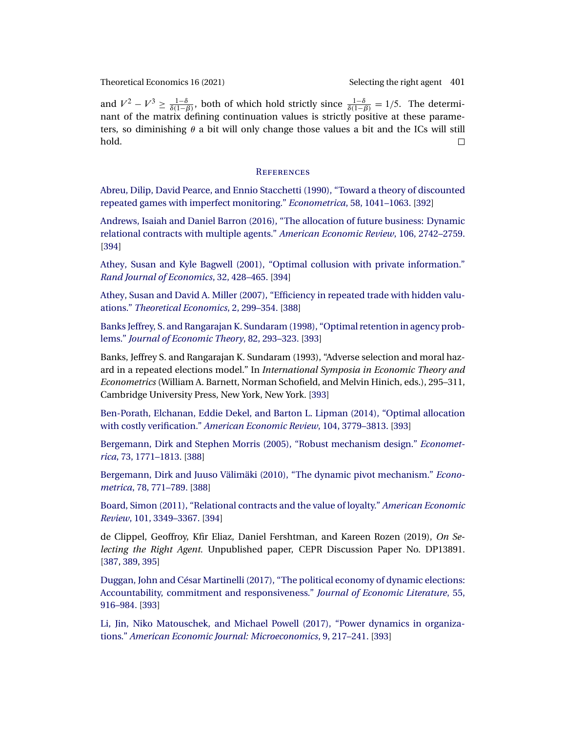and $V^2 - V^3 \geq \frac{1-\delta}{\delta(1-\beta)}$, both of which hold strictly since $\frac{1-\delta}{\delta(1-\beta)} = 1/5$. The determinant of the matrix defining continuation values is strictly positive at these parameters, so diminishing $\theta$ a bit will only change those values a bit and the ICs will still hold. □

## References

Abreu, Dilip, David Pearce, and Ennio Stacchetti (1990), "Toward a theory of discounted repeated games with imperfect monitoring." *Econometrica*, 58, 1041–1063. [392]

Andrews, Isaiah and Daniel Barron (2016), "The allocation of future business: Dynamic relational contracts with multiple agents." *American Economic Review*, 106, 2742–2759. [394]

Athey, Susan and Kyle Bagwell (2001), "Optimal collusion with private information." *Rand Journal of Economics*, 32, 428–465. [394]

Athey, Susan and David A. Miller (2007), "Efficiency in repeated trade with hidden valuations." *Theoretical Economics*, 2, 299–354. [388]

Banks Jeffrey, S. and Rangarajan K. Sundaram (1998), "Optimal retention in agency problems." *Journal of Economic Theory*, 82, 293–323. [393]

Banks, Jeffrey S. and Rangarajan K. Sundaram (1993), "Adverse selection and moral hazard in a repeated elections model." In *International Symposia in Economic Theory and Econometrics* (William A. Barnett, Norman Schofield, and Melvin Hinich, eds.), 295–311, Cambridge University Press, New York, New York. [393]

Ben-Porath, Elchanan, Eddie Dekel, and Barton L. Lipman (2014), "Optimal allocation with costly verification." *American Economic Review*, 104, 3779–3813. [393]

Bergemann, Dirk and Stephen Morris (2005), "Robust mechanism design." *Econometrica*, 73, 1771–1813. [388]

Bergemann, Dirk and Juuso Välimäki (2010), "The dynamic pivot mechanism." *Econometrica*, 78, 771–789. [388]

Board, Simon (2011), "Relational contracts and the value of loyalty." *American Economic Review*, 101, 3349–3367. [394]

de Clippel, Geoffroy, Kfir Eliaz, Daniel Fershtman, and Kareen Rozen (2019), *On Selecting the Right Agent.* Unpublished paper, CEPR Discussion Paper No. DP13891. [387, 389, 395]

Duggan, John and César Martinelli (2017), "The political economy of dynamic elections: Accountability, commitment and responsiveness." *Journal of Economic Literature*, 55, 916–984. [393]

Li, Jin, Niko Matouschek, and Michael Powell (2017), "Power dynamics in organizations." *American Economic Journal: Microeconomics*, 9, 217–241. [393]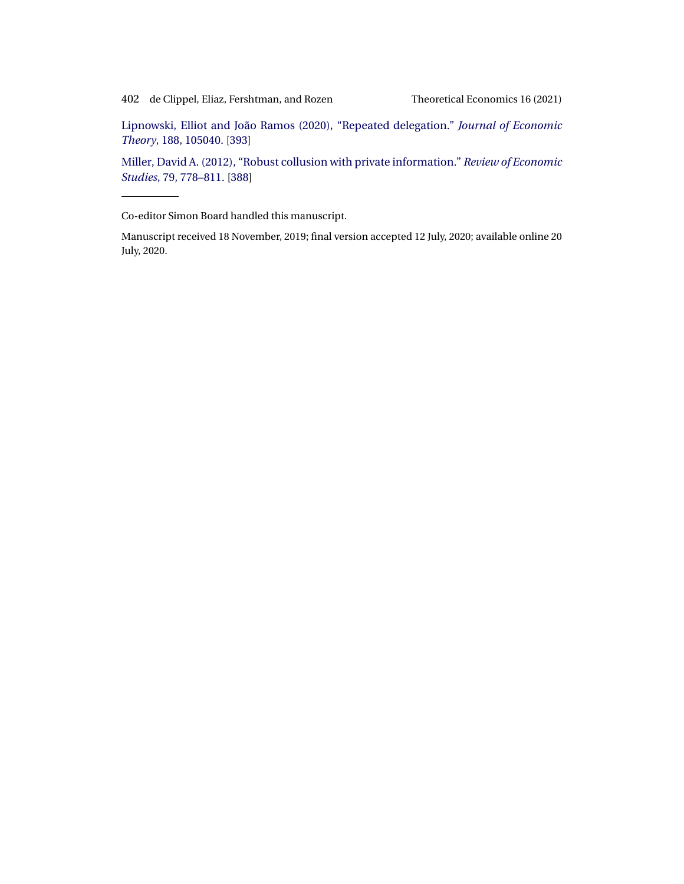Lipnowski, Elliot and João Ramos (2020), "Repeated delegation." *Journal of Economic Theory*, 188, 105040. [393]

Miller, David A. (2012), "Robust collusion with private information." *Review of Economic Studies*, 79, 778–811. [388]

---

Co-editor Simon Board handled this manuscript.

Manuscript received 18 November, 2019; final version accepted 12 July, 2020; available online 20 July, 2020.